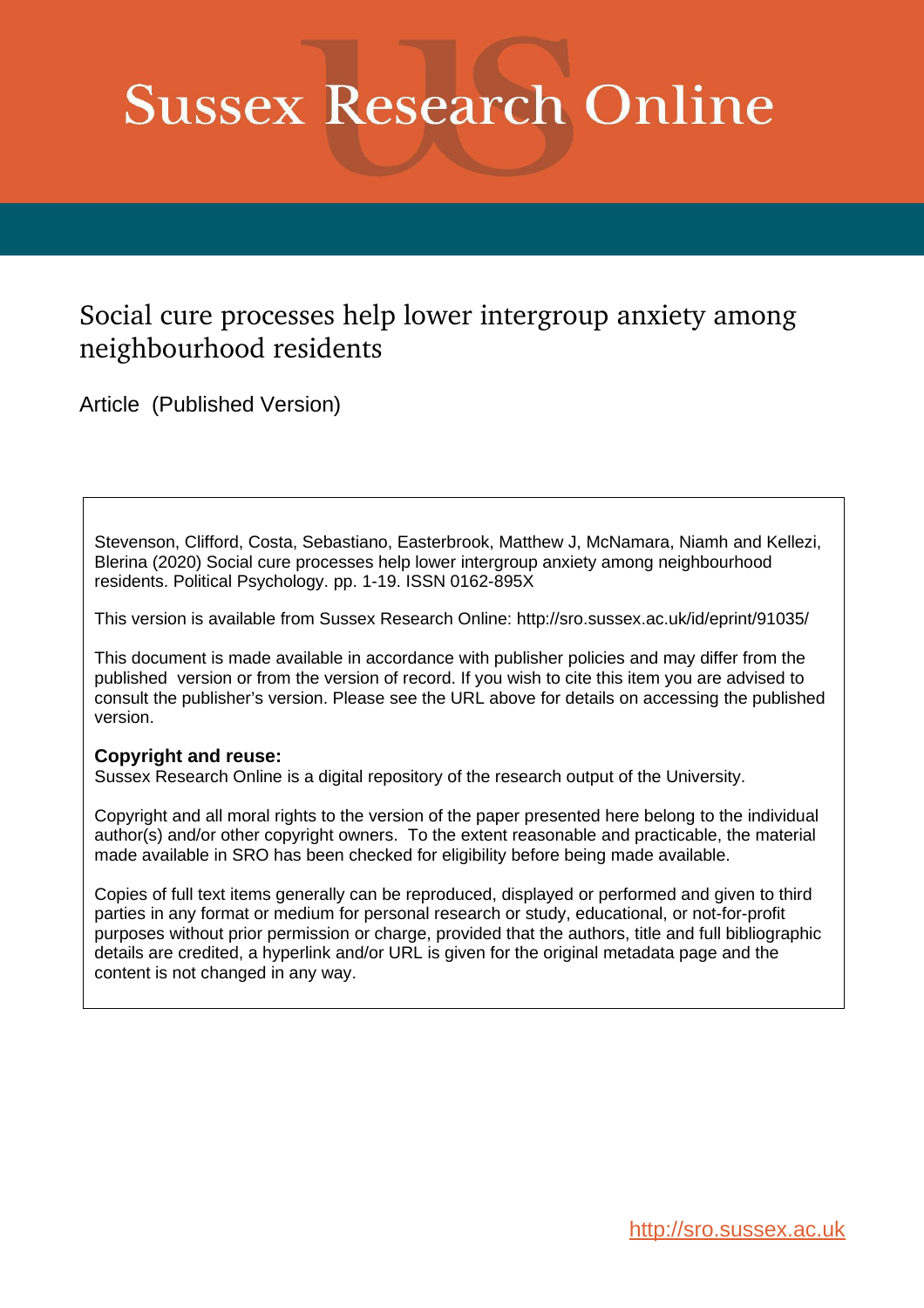# Sussex Research Online

## Social cure processes help lower intergroup anxiety among neighbourhood residents

Article (Published Version)

Stevenson, Clifford, Costa, Sebastiano, Easterbrook, Matthew J, McNamara, Niamh and Kellezi, Blerina (2020) Social cure processes help lower intergroup anxiety among neighbourhood residents. Political Psychology. pp. 1-19. ISSN 0162-895X

This version is available from Sussex Research Online: http://sro.sussex.ac.uk/id/eprint/91035/

This document is made available in accordance with publisher policies and may differ from the published version or from the version of record. If you wish to cite this item you are advised to consult the publisher's version. Please see the URL above for details on accessing the published version.

**Copyright and reuse:**
Sussex Research Online is a digital repository of the research output of the University.

Copyright and all moral rights to the version of the paper presented here belong to the individual author(s) and/or other copyright owners. To the extent reasonable and practicable, the material made available in SRO has been checked for eligibility before being made available.

Copies of full text items generally can be reproduced, displayed or performed and given to third parties in any format or medium for personal research or study, educational, or not-for-profit purposes without prior permission or charge, provided that the authors, title and full bibliographic details are credited, a hyperlink and/or URL is given for the original metadata page and the content is not changed in any way.

http://sro.sussex.ac.uk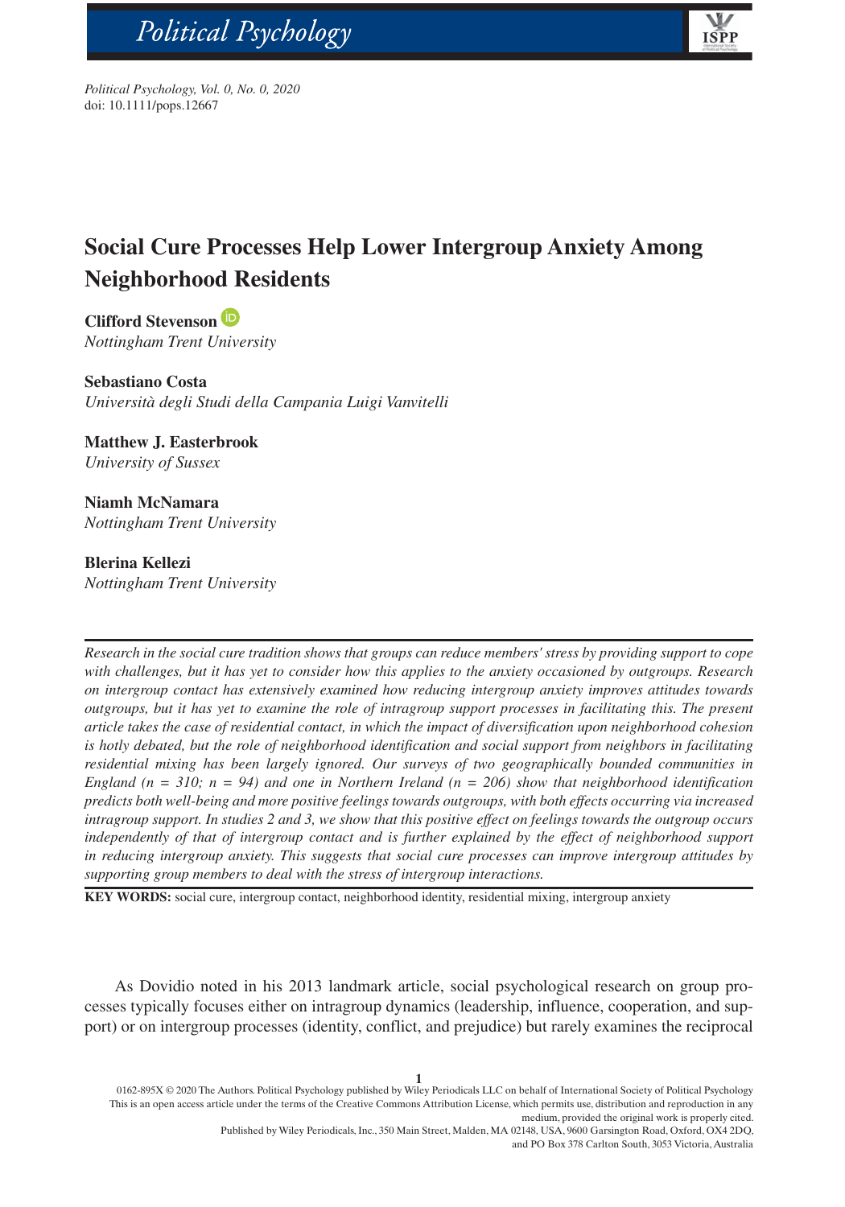# Social Cure Processes Help Lower Intergroup Anxiety Among Neighborhood Residents

**Clifford Stevenson**
*Nottingham Trent University*

**Sebastiano Costa**
*Università degli Studi della Campania Luigi Vanvitelli*

**Matthew J. Easterbrook**
*University of Sussex*

**Niamh McNamara**
*Nottingham Trent University*

**Blerina Kellezi**
*Nottingham Trent University*

*Research in the social cure tradition shows that groups can reduce members' stress by providing support to cope with challenges, but it has yet to consider how this applies to the anxiety occasioned by outgroups. Research on intergroup contact has extensively examined how reducing intergroup anxiety improves attitudes towards outgroups, but it has yet to examine the role of intragroup support processes in facilitating this. The present article takes the case of residential contact, in which the impact of diversification upon neighborhood cohesion is hotly debated, but the role of neighborhood identification and social support from neighbors in facilitating residential mixing has been largely ignored. Our surveys of two geographically bounded communities in England (n = 310; n = 94) and one in Northern Ireland (n = 206) show that neighborhood identification predicts both well-being and more positive feelings towards outgroups, with both effects occurring via increased intragroup support. In studies 2 and 3, we show that this positive effect on feelings towards the outgroup occurs independently of that of intergroup contact and is further explained by the effect of neighborhood support in reducing intergroup anxiety. This suggests that social cure processes can improve intergroup attitudes by supporting group members to deal with the stress of intergroup interactions.*

**KEY WORDS:** social cure, intergroup contact, neighborhood identity, residential mixing, intergroup anxiety

As Dovidio noted in his 2013 landmark article, social psychological research on group processes typically focuses either on intragroup dynamics (leadership, influence, cooperation, and support) or on intergroup processes (identity, conflict, and prejudice) but rarely examines the reciprocal

0162-895X © 2020 The Authors. Political Psychology published by Wiley Periodicals LLC on behalf of International Society of Political Psychology
This is an open access article under the terms of the Creative Commons Attribution License, which permits use, distribution and reproduction in any medium, provided the original work is properly cited.
Published by Wiley Periodicals, Inc., 350 Main Street, Malden, MA 02148, USA, 9600 Garsington Road, Oxford, OX4 2DQ, and PO Box 378 Carlton South, 3053 Victoria, Australia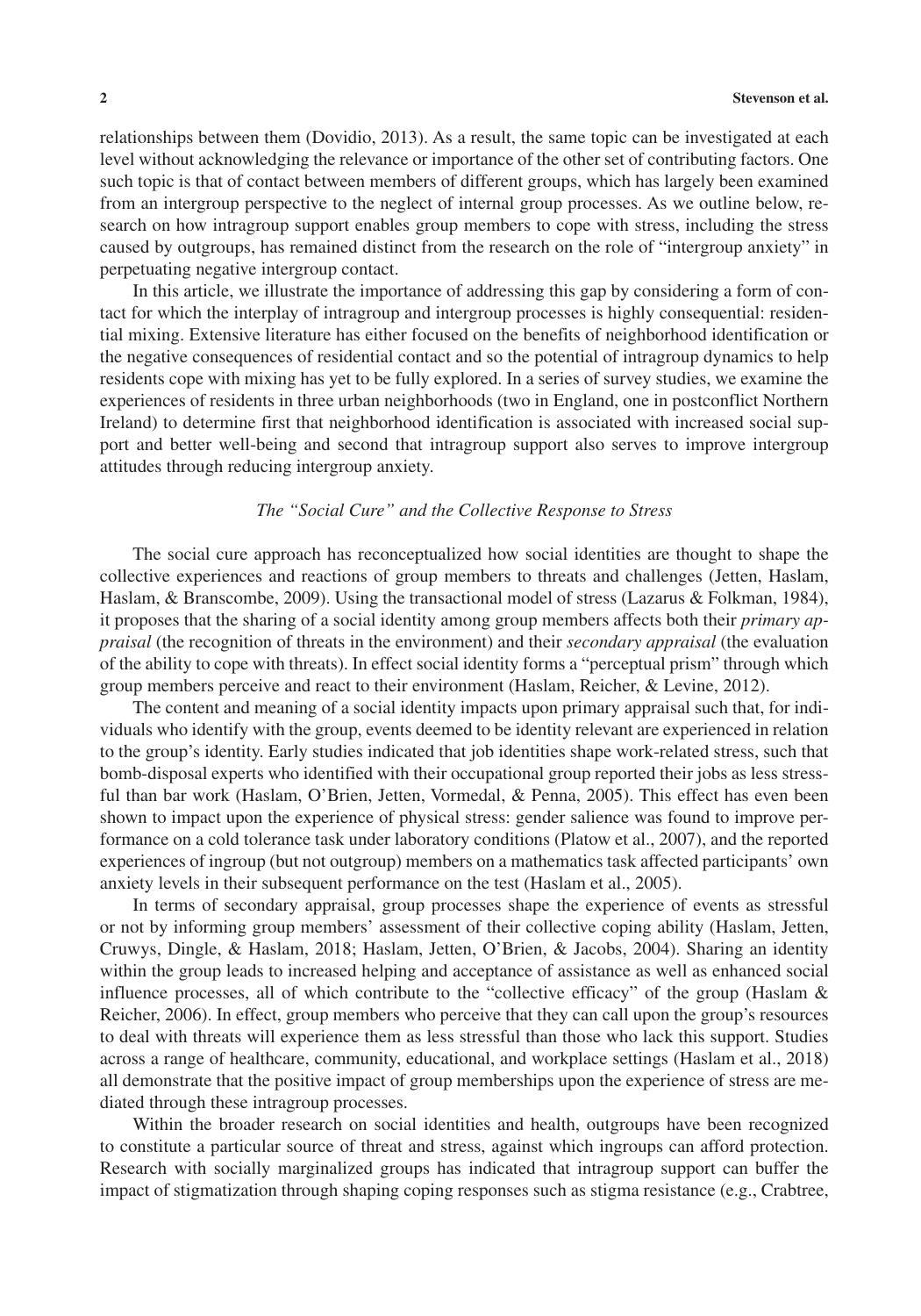relationships between them (Dovidio, 2013). As a result, the same topic can be investigated at each level without acknowledging the relevance or importance of the other set of contributing factors. One such topic is that of contact between members of different groups, which has largely been examined from an intergroup perspective to the neglect of internal group processes. As we outline below, research on how intragroup support enables group members to cope with stress, including the stress caused by outgroups, has remained distinct from the research on the role of "intergroup anxiety" in perpetuating negative intergroup contact.

In this article, we illustrate the importance of addressing this gap by considering a form of contact for which the interplay of intragroup and intergroup processes is highly consequential: residential mixing. Extensive literature has either focused on the benefits of neighborhood identification or the negative consequences of residential contact and so the potential of intragroup dynamics to help residents cope with mixing has yet to be fully explored. In a series of survey studies, we examine the experiences of residents in three urban neighborhoods (two in England, one in postconflict Northern Ireland) to determine first that neighborhood identification is associated with increased social support and better well-being and second that intragroup support also serves to improve intergroup attitudes through reducing intergroup anxiety.

### *The "Social Cure" and the Collective Response to Stress*

The social cure approach has reconceptualized how social identities are thought to shape the collective experiences and reactions of group members to threats and challenges (Jetten, Haslam, Haslam, & Branscombe, 2009). Using the transactional model of stress (Lazarus & Folkman, 1984), it proposes that the sharing of a social identity among group members affects both their *primary appraisal* (the recognition of threats in the environment) and their *secondary appraisal* (the evaluation of the ability to cope with threats). In effect social identity forms a "perceptual prism" through which group members perceive and react to their environment (Haslam, Reicher, & Levine, 2012).

The content and meaning of a social identity impacts upon primary appraisal such that, for individuals who identify with the group, events deemed to be identity relevant are experienced in relation to the group's identity. Early studies indicated that job identities shape work-related stress, such that bomb-disposal experts who identified with their occupational group reported their jobs as less stressful than bar work (Haslam, O'Brien, Jetten, Vormedal, & Penna, 2005). This effect has even been shown to impact upon the experience of physical stress: gender salience was found to improve performance on a cold tolerance task under laboratory conditions (Platow et al., 2007), and the reported experiences of ingroup (but not outgroup) members on a mathematics task affected participants' own anxiety levels in their subsequent performance on the test (Haslam et al., 2005).

In terms of secondary appraisal, group processes shape the experience of events as stressful or not by informing group members' assessment of their collective coping ability (Haslam, Jetten, Cruwys, Dingle, & Haslam, 2018; Haslam, Jetten, O'Brien, & Jacobs, 2004). Sharing an identity within the group leads to increased helping and acceptance of assistance as well as enhanced social influence processes, all of which contribute to the "collective efficacy" of the group (Haslam & Reicher, 2006). In effect, group members who perceive that they can call upon the group's resources to deal with threats will experience them as less stressful than those who lack this support. Studies across a range of healthcare, community, educational, and workplace settings (Haslam et al., 2018) all demonstrate that the positive impact of group memberships upon the experience of stress are mediated through these intragroup processes.

Within the broader research on social identities and health, outgroups have been recognized to constitute a particular source of threat and stress, against which ingroups can afford protection. Research with socially marginalized groups has indicated that intragroup support can buffer the impact of stigmatization through shaping coping responses such as stigma resistance (e.g., Crabtree,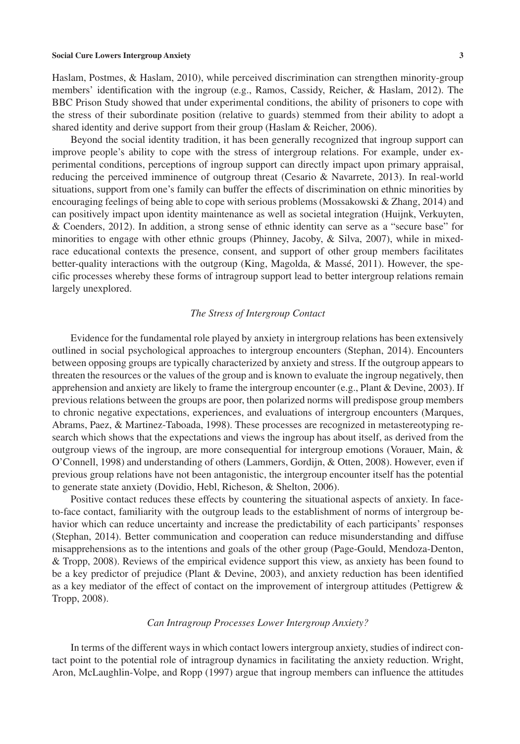Haslam, Postmes, & Haslam, 2010), while perceived discrimination can strengthen minority-group members' identification with the ingroup (e.g., Ramos, Cassidy, Reicher, & Haslam, 2012). The BBC Prison Study showed that under experimental conditions, the ability of prisoners to cope with the stress of their subordinate position (relative to guards) stemmed from their ability to adopt a shared identity and derive support from their group (Haslam & Reicher, 2006).

Beyond the social identity tradition, it has been generally recognized that ingroup support can improve people's ability to cope with the stress of intergroup relations. For example, under experimental conditions, perceptions of ingroup support can directly impact upon primary appraisal, reducing the perceived imminence of outgroup threat (Cesario & Navarrete, 2013). In real-world situations, support from one's family can buffer the effects of discrimination on ethnic minorities by encouraging feelings of being able to cope with serious problems (Mossakowski & Zhang, 2014) and can positively impact upon identity maintenance as well as societal integration (Huijnk, Verkuyten, & Coenders, 2012). In addition, a strong sense of ethnic identity can serve as a "secure base" for minorities to engage with other ethnic groups (Phinney, Jacoby, & Silva, 2007), while in mixed-race educational contexts the presence, consent, and support of other group members facilitates better-quality interactions with the outgroup (King, Magolda, & Massé, 2011). However, the specific processes whereby these forms of intragroup support lead to better intergroup relations remain largely unexplored.

### *The Stress of Intergroup Contact*

Evidence for the fundamental role played by anxiety in intergroup relations has been extensively outlined in social psychological approaches to intergroup encounters (Stephan, 2014). Encounters between opposing groups are typically characterized by anxiety and stress. If the outgroup appears to threaten the resources or the values of the group and is known to evaluate the ingroup negatively, then apprehension and anxiety are likely to frame the intergroup encounter (e.g., Plant & Devine, 2003). If previous relations between the groups are poor, then polarized norms will predispose group members to chronic negative expectations, experiences, and evaluations of intergroup encounters (Marques, Abrams, Paez, & Martinez-Taboada, 1998). These processes are recognized in metastereotyping research which shows that the expectations and views the ingroup has about itself, as derived from the outgroup views of the ingroup, are more consequential for intergroup emotions (Vorauer, Main, & O'Connell, 1998) and understanding of others (Lammers, Gordijn, & Otten, 2008). However, even if previous group relations have not been antagonistic, the intergroup encounter itself has the potential to generate state anxiety (Dovidio, Hebl, Richeson, & Shelton, 2006).

Positive contact reduces these effects by countering the situational aspects of anxiety. In face-to-face contact, familiarity with the outgroup leads to the establishment of norms of intergroup behavior which can reduce uncertainty and increase the predictability of each participants' responses (Stephan, 2014). Better communication and cooperation can reduce misunderstanding and diffuse misapprehensions as to the intentions and goals of the other group (Page-Gould, Mendoza-Denton, & Tropp, 2008). Reviews of the empirical evidence support this view, as anxiety has been found to be a key predictor of prejudice (Plant & Devine, 2003), and anxiety reduction has been identified as a key mediator of the effect of contact on the improvement of intergroup attitudes (Pettigrew & Tropp, 2008).

### *Can Intragroup Processes Lower Intergroup Anxiety?*

In terms of the different ways in which contact lowers intergroup anxiety, studies of indirect contact point to the potential role of intragroup dynamics in facilitating the anxiety reduction. Wright, Aron, McLaughlin-Volpe, and Ropp (1997) argue that ingroup members can influence the attitudes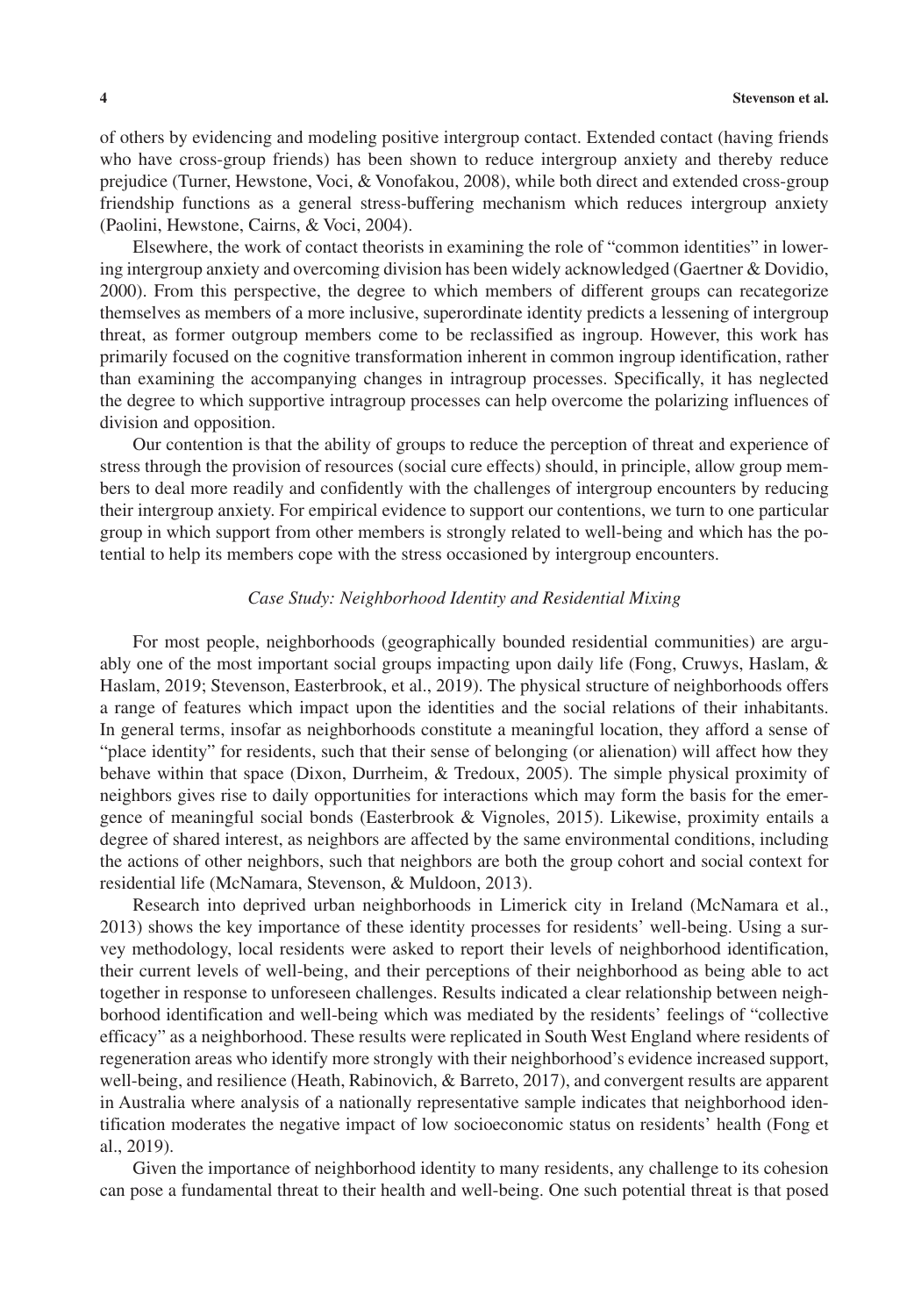of others by evidencing and modeling positive intergroup contact. Extended contact (having friends who have cross-group friends) has been shown to reduce intergroup anxiety and thereby reduce prejudice (Turner, Hewstone, Voci, & Vonofakou, 2008), while both direct and extended cross-group friendship functions as a general stress-buffering mechanism which reduces intergroup anxiety (Paolini, Hewstone, Cairns, & Voci, 2004).

Elsewhere, the work of contact theorists in examining the role of "common identities" in lowering intergroup anxiety and overcoming division has been widely acknowledged (Gaertner & Dovidio, 2000). From this perspective, the degree to which members of different groups can recategorize themselves as members of a more inclusive, superordinate identity predicts a lessening of intergroup threat, as former outgroup members come to be reclassified as ingroup. However, this work has primarily focused on the cognitive transformation inherent in common ingroup identification, rather than examining the accompanying changes in intragroup processes. Specifically, it has neglected the degree to which supportive intragroup processes can help overcome the polarizing influences of division and opposition.

Our contention is that the ability of groups to reduce the perception of threat and experience of stress through the provision of resources (social cure effects) should, in principle, allow group members to deal more readily and confidently with the challenges of intergroup encounters by reducing their intergroup anxiety. For empirical evidence to support our contentions, we turn to one particular group in which support from other members is strongly related to well-being and which has the potential to help its members cope with the stress occasioned by intergroup encounters.

### *Case Study: Neighborhood Identity and Residential Mixing*

For most people, neighborhoods (geographically bounded residential communities) are arguably one of the most important social groups impacting upon daily life (Fong, Cruwys, Haslam, & Haslam, 2019; Stevenson, Easterbrook, et al., 2019). The physical structure of neighborhoods offers a range of features which impact upon the identities and the social relations of their inhabitants. In general terms, insofar as neighborhoods constitute a meaningful location, they afford a sense of "place identity" for residents, such that their sense of belonging (or alienation) will affect how they behave within that space (Dixon, Durrheim, & Tredoux, 2005). The simple physical proximity of neighbors gives rise to daily opportunities for interactions which may form the basis for the emergence of meaningful social bonds (Easterbrook & Vignoles, 2015). Likewise, proximity entails a degree of shared interest, as neighbors are affected by the same environmental conditions, including the actions of other neighbors, such that neighbors are both the group cohort and social context for residential life (McNamara, Stevenson, & Muldoon, 2013).

Research into deprived urban neighborhoods in Limerick city in Ireland (McNamara et al., 2013) shows the key importance of these identity processes for residents' well-being. Using a survey methodology, local residents were asked to report their levels of neighborhood identification, their current levels of well-being, and their perceptions of their neighborhood as being able to act together in response to unforeseen challenges. Results indicated a clear relationship between neighborhood identification and well-being which was mediated by the residents' feelings of "collective efficacy" as a neighborhood. These results were replicated in South West England where residents of regeneration areas who identify more strongly with their neighborhood's evidence increased support, well-being, and resilience (Heath, Rabinovich, & Barreto, 2017), and convergent results are apparent in Australia where analysis of a nationally representative sample indicates that neighborhood identification moderates the negative impact of low socioeconomic status on residents' health (Fong et al., 2019).

Given the importance of neighborhood identity to many residents, any challenge to its cohesion can pose a fundamental threat to their health and well-being. One such potential threat is that posed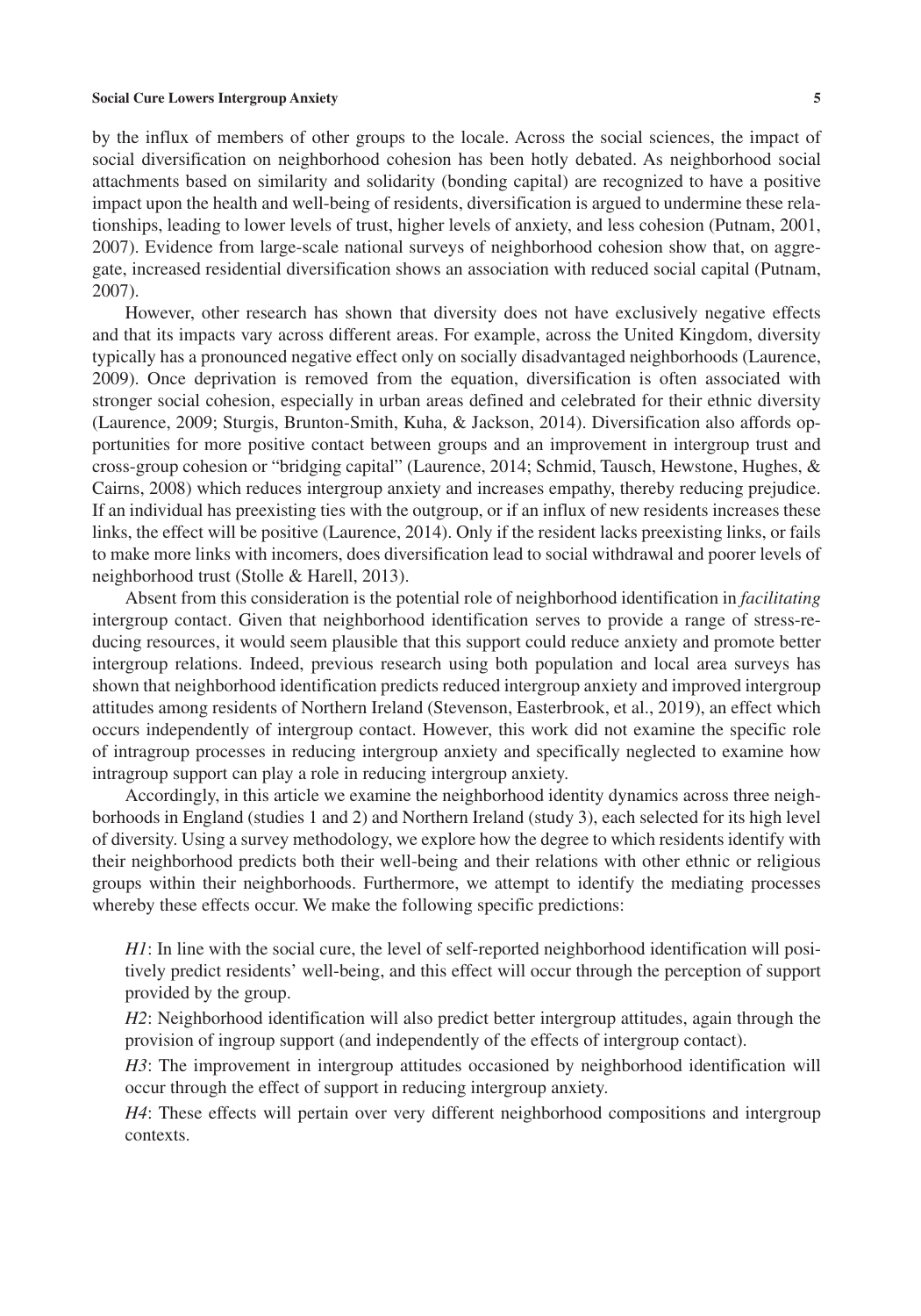by the influx of members of other groups to the locale. Across the social sciences, the impact of social diversification on neighborhood cohesion has been hotly debated. As neighborhood social attachments based on similarity and solidarity (bonding capital) are recognized to have a positive impact upon the health and well-being of residents, diversification is argued to undermine these relationships, leading to lower levels of trust, higher levels of anxiety, and less cohesion (Putnam, 2001, 2007). Evidence from large-scale national surveys of neighborhood cohesion show that, on aggregate, increased residential diversification shows an association with reduced social capital (Putnam, 2007).

However, other research has shown that diversity does not have exclusively negative effects and that its impacts vary across different areas. For example, across the United Kingdom, diversity typically has a pronounced negative effect only on socially disadvantaged neighborhoods (Laurence, 2009). Once deprivation is removed from the equation, diversification is often associated with stronger social cohesion, especially in urban areas defined and celebrated for their ethnic diversity (Laurence, 2009; Sturgis, Brunton-Smith, Kuha, & Jackson, 2014). Diversification also affords opportunities for more positive contact between groups and an improvement in intergroup trust and cross-group cohesion or "bridging capital" (Laurence, 2014; Schmid, Tausch, Hewstone, Hughes, & Cairns, 2008) which reduces intergroup anxiety and increases empathy, thereby reducing prejudice. If an individual has preexisting ties with the outgroup, or if an influx of new residents increases these links, the effect will be positive (Laurence, 2014). Only if the resident lacks preexisting links, or fails to make more links with incomers, does diversification lead to social withdrawal and poorer levels of neighborhood trust (Stolle & Harell, 2013).

Absent from this consideration is the potential role of neighborhood identification in *facilitating* intergroup contact. Given that neighborhood identification serves to provide a range of stress-reducing resources, it would seem plausible that this support could reduce anxiety and promote better intergroup relations. Indeed, previous research using both population and local area surveys has shown that neighborhood identification predicts reduced intergroup anxiety and improved intergroup attitudes among residents of Northern Ireland (Stevenson, Easterbrook, et al., 2019), an effect which occurs independently of intergroup contact. However, this work did not examine the specific role of intragroup processes in reducing intergroup anxiety and specifically neglected to examine how intragroup support can play a role in reducing intergroup anxiety.

Accordingly, in this article we examine the neighborhood identity dynamics across three neighborhoods in England (studies 1 and 2) and Northern Ireland (study 3), each selected for its high level of diversity. Using a survey methodology, we explore how the degree to which residents identify with their neighborhood predicts both their well-being and their relations with other ethnic or religious groups within their neighborhoods. Furthermore, we attempt to identify the mediating processes whereby these effects occur. We make the following specific predictions:

*H1*: In line with the social cure, the level of self-reported neighborhood identification will positively predict residents' well-being, and this effect will occur through the perception of support provided by the group.

*H2*: Neighborhood identification will also predict better intergroup attitudes, again through the provision of ingroup support (and independently of the effects of intergroup contact).

*H3*: The improvement in intergroup attitudes occasioned by neighborhood identification will occur through the effect of support in reducing intergroup anxiety.

*H4*: These effects will pertain over very different neighborhood compositions and intergroup contexts.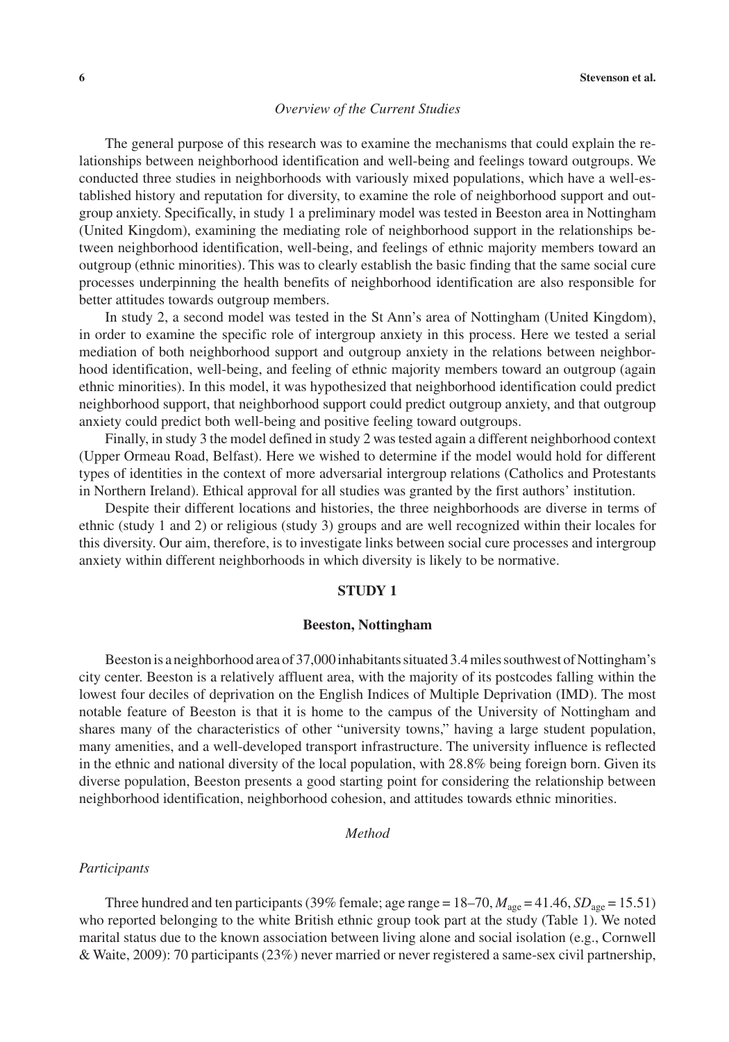### *Overview of the Current Studies*

The general purpose of this research was to examine the mechanisms that could explain the relationships between neighborhood identification and well-being and feelings toward outgroups. We conducted three studies in neighborhoods with variously mixed populations, which have a well-established history and reputation for diversity, to examine the role of neighborhood support and outgroup anxiety. Specifically, in study 1 a preliminary model was tested in Beeston area in Nottingham (United Kingdom), examining the mediating role of neighborhood support in the relationships between neighborhood identification, well-being, and feelings of ethnic majority members toward an outgroup (ethnic minorities). This was to clearly establish the basic finding that the same social cure processes underpinning the health benefits of neighborhood identification are also responsible for better attitudes towards outgroup members.

In study 2, a second model was tested in the St Ann's area of Nottingham (United Kingdom), in order to examine the specific role of intergroup anxiety in this process. Here we tested a serial mediation of both neighborhood support and outgroup anxiety in the relations between neighborhood identification, well-being, and feeling of ethnic majority members toward an outgroup (again ethnic minorities). In this model, it was hypothesized that neighborhood identification could predict neighborhood support, that neighborhood support could predict outgroup anxiety, and that outgroup anxiety could predict both well-being and positive feeling toward outgroups.

Finally, in study 3 the model defined in study 2 was tested again a different neighborhood context (Upper Ormeau Road, Belfast). Here we wished to determine if the model would hold for different types of identities in the context of more adversarial intergroup relations (Catholics and Protestants in Northern Ireland). Ethical approval for all studies was granted by the first authors' institution.

Despite their different locations and histories, the three neighborhoods are diverse in terms of ethnic (study 1 and 2) or religious (study 3) groups and are well recognized within their locales for this diversity. Our aim, therefore, is to investigate links between social cure processes and intergroup anxiety within different neighborhoods in which diversity is likely to be normative.

## STUDY 1

### Beeston, Nottingham

Beeston is a neighborhood area of 37,000 inhabitants situated 3.4 miles southwest of Nottingham's city center. Beeston is a relatively affluent area, with the majority of its postcodes falling within the lowest four deciles of deprivation on the English Indices of Multiple Deprivation (IMD). The most notable feature of Beeston is that it is home to the campus of the University of Nottingham and shares many of the characteristics of other "university towns," having a large student population, many amenities, and a well-developed transport infrastructure. The university influence is reflected in the ethnic and national diversity of the local population, with 28.8% being foreign born. Given its diverse population, Beeston presents a good starting point for considering the relationship between neighborhood identification, neighborhood cohesion, and attitudes towards ethnic minorities.

### *Method*

#### *Participants*

Three hundred and ten participants (39% female; age range = 18–70, $M_{\text{age}} = 41.46$, $SD_{\text{age}} = 15.51$) who reported belonging to the white British ethnic group took part at the study (Table 1). We noted marital status due to the known association between living alone and social isolation (e.g., Cornwell & Waite, 2009): 70 participants (23%) never married or never registered a same-sex civil partnership,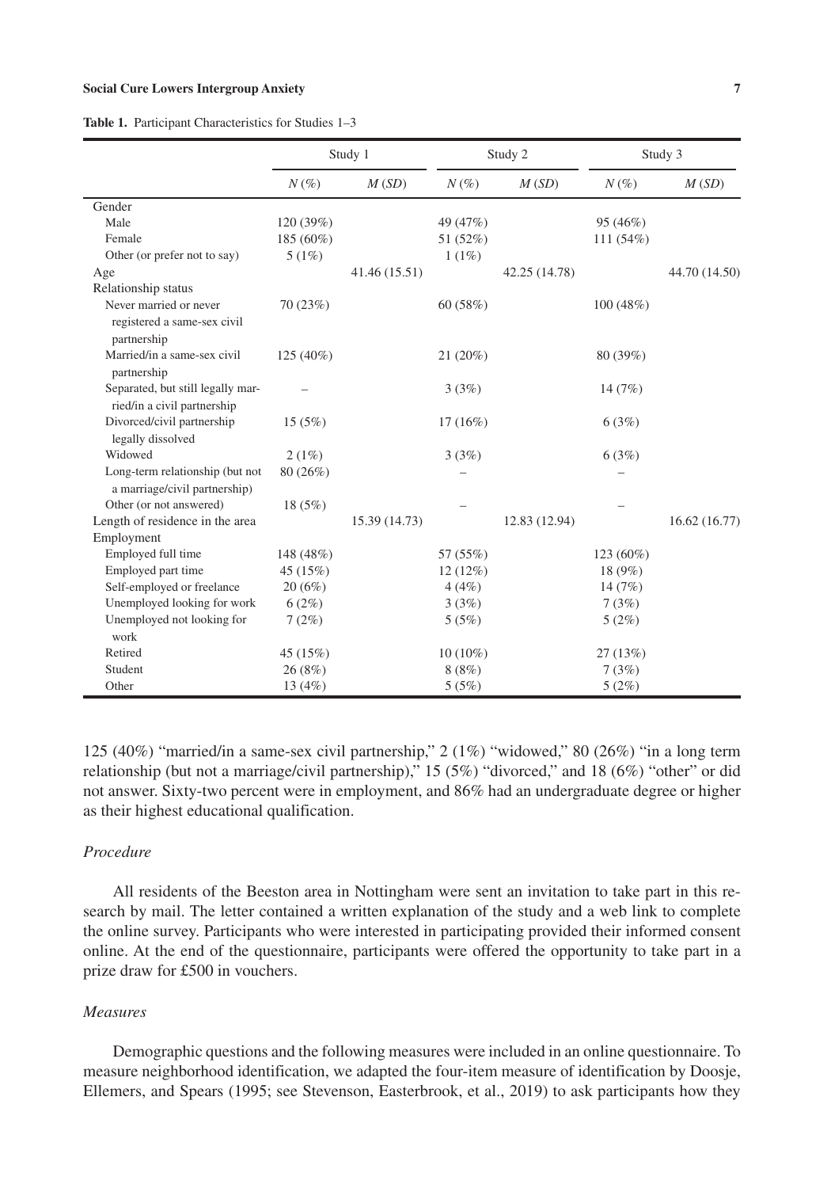**Table 1.** Participant Characteristics for Studies 1–3

| | Study 1 | | Study 2 | | Study 3 | |
|---|---|---|---|---|---|---|
| | *N* (%) | *M* (*SD*) | *N* (%) | *M* (*SD*) | *N* (%) | *M* (*SD*) |
| Gender | | | | | | |
| Male | 120 (39%) | | 49 (47%) | | 95 (46%) | |
| Female | 185 (60%) | | 51 (52%) | | 111 (54%) | |
| Other (or prefer not to say) | 5 (1%) | | 1 (1%) | | | |
| Age | | 41.46 (15.51) | | 42.25 (14.78) | | 44.70 (14.50) |
| Relationship status | | | | | | |
| Never married or never registered a same-sex civil partnership | 70 (23%) | | 60 (58%) | | 100 (48%) | |
| Married/in a same-sex civil partnership | 125 (40%) | | 21 (20%) | | 80 (39%) | |
| Separated, but still legally married/in a civil partnership | – | | 3 (3%) | | 14 (7%) | |
| Divorced/civil partnership legally dissolved | 15 (5%) | | 17 (16%) | | 6 (3%) | |
| Widowed | 2 (1%) | | 3 (3%) | | 6 (3%) | |
| Long-term relationship (but not a marriage/civil partnership) | 80 (26%) | | – | | – | |
| Other (or not answered) | 18 (5%) | | – | | – | |
| Length of residence in the area | | 15.39 (14.73) | | 12.83 (12.94) | | 16.62 (16.77) |
| Employment | | | | | | |
| Employed full time | 148 (48%) | | 57 (55%) | | 123 (60%) | |
| Employed part time | 45 (15%) | | 12 (12%) | | 18 (9%) | |
| Self-employed or freelance | 20 (6%) | | 4 (4%) | | 14 (7%) | |
| Unemployed looking for work | 6 (2%) | | 3 (3%) | | 7 (3%) | |
| Unemployed not looking for work | 7 (2%) | | 5 (5%) | | 5 (2%) | |
| Retired | 45 (15%) | | 10 (10%) | | 27 (13%) | |
| Student | 26 (8%) | | 8 (8%) | | 7 (3%) | |
| Other | 13 (4%) | | 5 (5%) | | 5 (2%) | |

125 (40%) "married/in a same-sex civil partnership," 2 (1%) "widowed," 80 (26%) "in a long term relationship (but not a marriage/civil partnership)," 15 (5%) "divorced," and 18 (6%) "other" or did not answer. Sixty-two percent were in employment, and 86% had an undergraduate degree or higher as their highest educational qualification.

### *Procedure*

All residents of the Beeston area in Nottingham were sent an invitation to take part in this research by mail. The letter contained a written explanation of the study and a web link to complete the online survey. Participants who were interested in participating provided their informed consent online. At the end of the questionnaire, participants were offered the opportunity to take part in a prize draw for £500 in vouchers.

### *Measures*

Demographic questions and the following measures were included in an online questionnaire. To measure neighborhood identification, we adapted the four-item measure of identification by Doosje, Ellemers, and Spears (1995; see Stevenson, Easterbrook, et al., 2019) to ask participants how they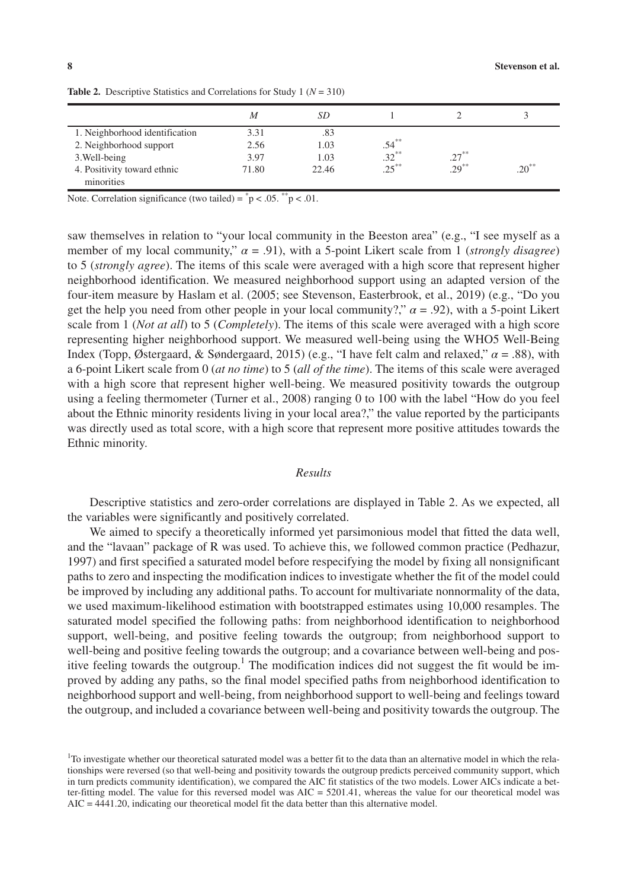**Table 2.** Descriptive Statistics and Correlations for Study 1 ($N = 310$)

| | $M$ | $SD$ | 1 | 2 | 3 |
|---|---|---|---|---|---|
| 1. Neighborhood identification | 3.31 | .83 | | | |
| 2. Neighborhood support | 2.56 | 1.03 | $.54^{**}$ | | |
| 3.Well-being | 3.97 | 1.03 | $.32^{**}$ | $.27^{**}$ | |
| 4. Positivity toward ethnic minorities | 71.80 | 22.46 | $.25^{**}$ | $.29^{**}$ | $.20^{**}$ |

Note. Correlation significance (two tailed) = $^{*}p < .05$. $^{**}p < .01$.

saw themselves in relation to "your local community in the Beeston area" (e.g., "I see myself as a member of my local community," $\alpha = .91$), with a 5-point Likert scale from 1 (*strongly disagree*) to 5 (*strongly agree*). The items of this scale were averaged with a high score that represent higher neighborhood identification. We measured neighborhood support using an adapted version of the four-item measure by Haslam et al. (2005; see Stevenson, Easterbrook, et al., 2019) (e.g., "Do you get the help you need from other people in your local community?," $\alpha = .92$), with a 5-point Likert scale from 1 (*Not at all*) to 5 (*Completely*). The items of this scale were averaged with a high score representing higher neighborhood support. We measured well-being using the WHO5 Well-Being Index (Topp, Østergaard, & Søndergaard, 2015) (e.g., "I have felt calm and relaxed," $\alpha = .88$), with a 6-point Likert scale from 0 (*at no time*) to 5 (*all of the time*). The items of this scale were averaged with a high score that represent higher well-being. We measured positivity towards the outgroup using a feeling thermometer (Turner et al., 2008) ranging 0 to 100 with the label "How do you feel about the Ethnic minority residents living in your local area?," the value reported by the participants was directly used as total score, with a high score that represent more positive attitudes towards the Ethnic minority.

### *Results*

Descriptive statistics and zero-order correlations are displayed in Table 2. As we expected, all the variables were significantly and positively correlated.

We aimed to specify a theoretically informed yet parsimonious model that fitted the data well, and the "lavaan" package of R was used. To achieve this, we followed common practice (Pedhazur, 1997) and first specified a saturated model before respecifying the model by fixing all nonsignificant paths to zero and inspecting the modification indices to investigate whether the fit of the model could be improved by including any additional paths. To account for multivariate nonnormality of the data, we used maximum-likelihood estimation with bootstrapped estimates using 10,000 resamples. The saturated model specified the following paths: from neighborhood identification to neighborhood support, well-being, and positive feeling towards the outgroup; from neighborhood support to well-being and positive feeling towards the outgroup; and a covariance between well-being and positive feeling towards the outgroup.[1] The modification indices did not suggest the fit would be improved by adding any paths, so the final model specified paths from neighborhood identification to neighborhood support and well-being, from neighborhood support to well-being and feelings toward the outgroup, and included a covariance between well-being and positivity towards the outgroup. The

[1]To investigate whether our theoretical saturated model was a better fit to the data than an alternative model in which the relationships were reversed (so that well-being and positivity towards the outgroup predicts perceived community support, which in turn predicts community identification), we compared the AIC fit statistics of the two models. Lower AICs indicate a better-fitting model. The value for this reversed model was AIC = 5201.41, whereas the value for our theoretical model was AIC = 4441.20, indicating our theoretical model fit the data better than this alternative model.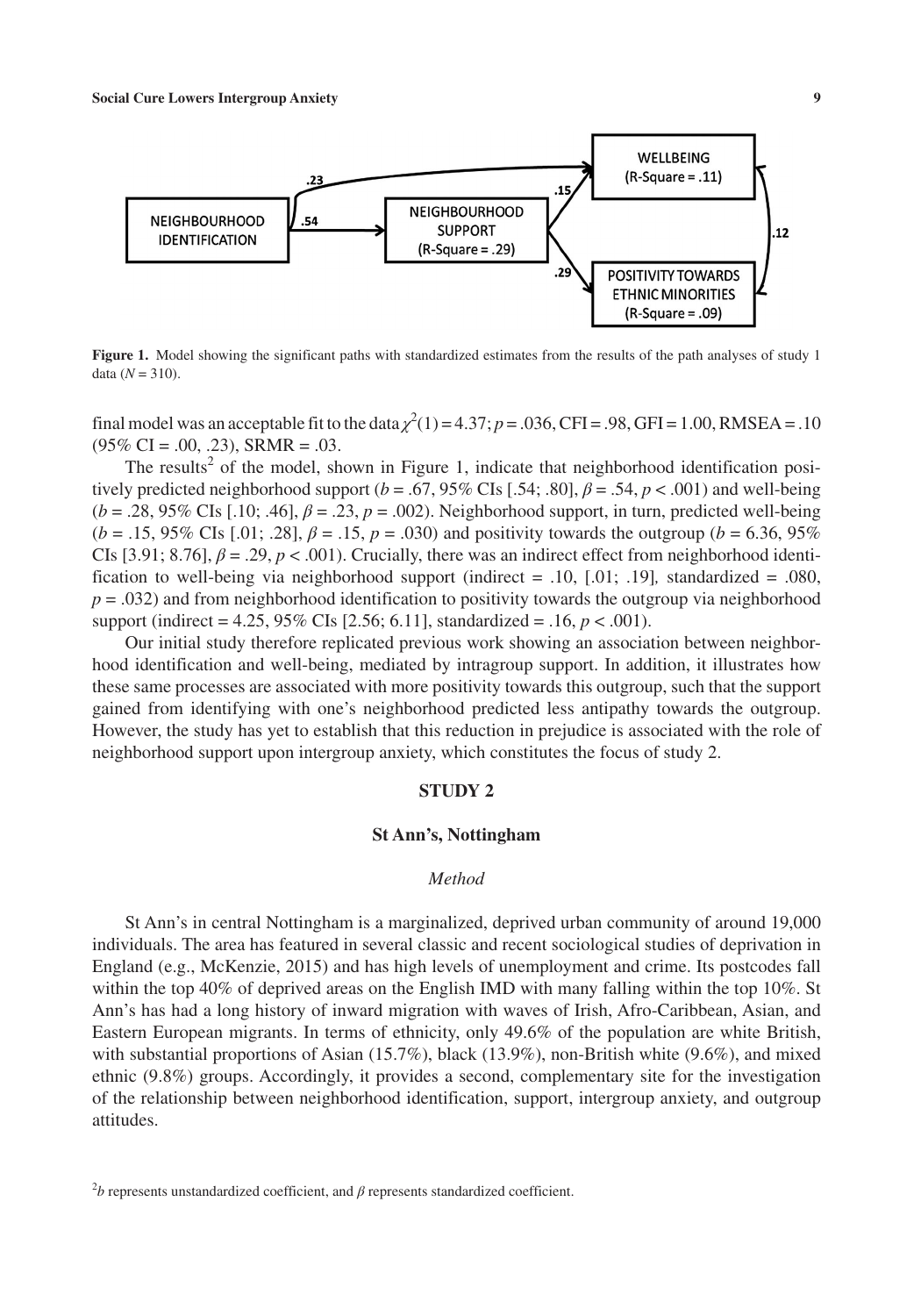**Figure 1.** Model showing the significant paths with standardized estimates from the results of the path analyses of study 1 data ($N = 310$).

final model was an acceptable fit to the data $\chi^2(1) = 4.37$; $p = .036$, CFI = .98, GFI = 1.00, RMSEA = .10 (95% CI = .00, .23), SRMR = .03.

The results[2] of the model, shown in Figure 1, indicate that neighborhood identification positively predicted neighborhood support ($b = .67$, 95% CIs [.54; .80], $\beta = .54$, $p < .001$) and well-being ($b = .28$, 95% CIs [.10; .46], $\beta = .23$, $p = .002$). Neighborhood support, in turn, predicted well-being ($b = .15$, 95% CIs [.01; .28], $\beta = .15$, $p = .030$) and positivity towards the outgroup ($b = 6.36$, 95% CIs [3.91; 8.76], $\beta = .29$, $p < .001$). Crucially, there was an indirect effect from neighborhood identification to well-being via neighborhood support (indirect = .10, [.01; .19], standardized = .080, $p = .032$) and from neighborhood identification to positivity towards the outgroup via neighborhood support (indirect = 4.25, 95% CIs [2.56; 6.11], standardized = .16, $p < .001$).

Our initial study therefore replicated previous work showing an association between neighborhood identification and well-being, mediated by intragroup support. In addition, it illustrates how these same processes are associated with more positivity towards this outgroup, such that the support gained from identifying with one's neighborhood predicted less antipathy towards the outgroup. However, the study has yet to establish that this reduction in prejudice is associated with the role of neighborhood support upon intergroup anxiety, which constitutes the focus of study 2.

## STUDY 2

### St Ann's, Nottingham

#### *Method*

St Ann's in central Nottingham is a marginalized, deprived urban community of around 19,000 individuals. The area has featured in several classic and recent sociological studies of deprivation in England (e.g., McKenzie, 2015) and has high levels of unemployment and crime. Its postcodes fall within the top 40% of deprived areas on the English IMD with many falling within the top 10%. St Ann's has had a long history of inward migration with waves of Irish, Afro-Caribbean, Asian, and Eastern European migrants. In terms of ethnicity, only 49.6% of the population are white British, with substantial proportions of Asian (15.7%), black (13.9%), non-British white (9.6%), and mixed ethnic (9.8%) groups. Accordingly, it provides a second, complementary site for the investigation of the relationship between neighborhood identification, support, intergroup anxiety, and outgroup attitudes.

[2]$b$ represents unstandardized coefficient, and $\beta$ represents standardized coefficient.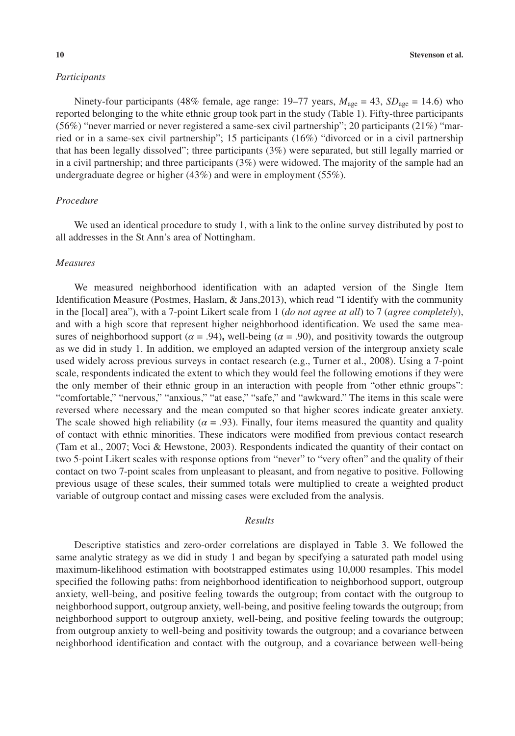### *Participants*

Ninety-four participants (48% female, age range: 19–77 years, $M_{age}$ = 43, $SD_{age}$ = 14.6) who reported belonging to the white ethnic group took part in the study (Table 1). Fifty-three participants (56%) "never married or never registered a same-sex civil partnership"; 20 participants (21%) "married or in a same-sex civil partnership"; 15 participants (16%) "divorced or in a civil partnership that has been legally dissolved"; three participants (3%) were separated, but still legally married or in a civil partnership; and three participants (3%) were widowed. The majority of the sample had an undergraduate degree or higher (43%) and were in employment (55%).

### *Procedure*

We used an identical procedure to study 1, with a link to the online survey distributed by post to all addresses in the St Ann's area of Nottingham.

### *Measures*

We measured neighborhood identification with an adapted version of the Single Item Identification Measure (Postmes, Haslam, & Jans,2013), which read "I identify with the community in the [local] area"), with a 7-point Likert scale from 1 (*do not agree at all*) to 7 (*agree completely*), and with a high score that represent higher neighborhood identification. We used the same measures of neighborhood support ($\alpha$ = .94)**,** well-being ($\alpha$ = .90), and positivity towards the outgroup as we did in study 1. In addition, we employed an adapted version of the intergroup anxiety scale used widely across previous surveys in contact research (e.g., Turner et al., 2008). Using a 7-point scale, respondents indicated the extent to which they would feel the following emotions if they were the only member of their ethnic group in an interaction with people from "other ethnic groups": "comfortable," "nervous," "anxious," "at ease," "safe," and "awkward." The items in this scale were reversed where necessary and the mean computed so that higher scores indicate greater anxiety. The scale showed high reliability ($\alpha$ = .93). Finally, four items measured the quantity and quality of contact with ethnic minorities. These indicators were modified from previous contact research (Tam et al., 2007; Voci & Hewstone, 2003). Respondents indicated the quantity of their contact on two 5-point Likert scales with response options from "never" to "very often" and the quality of their contact on two 7-point scales from unpleasant to pleasant, and from negative to positive. Following previous usage of these scales, their summed totals were multiplied to create a weighted product variable of outgroup contact and missing cases were excluded from the analysis.

## *Results*

Descriptive statistics and zero-order correlations are displayed in Table 3. We followed the same analytic strategy as we did in study 1 and began by specifying a saturated path model using maximum-likelihood estimation with bootstrapped estimates using 10,000 resamples. This model specified the following paths: from neighborhood identification to neighborhood support, outgroup anxiety, well-being, and positive feeling towards the outgroup; from contact with the outgroup to neighborhood support, outgroup anxiety, well-being, and positive feeling towards the outgroup; from neighborhood support to outgroup anxiety, well-being, and positive feeling towards the outgroup; from outgroup anxiety to well-being and positivity towards the outgroup; and a covariance between neighborhood identification and contact with the outgroup, and a covariance between well-being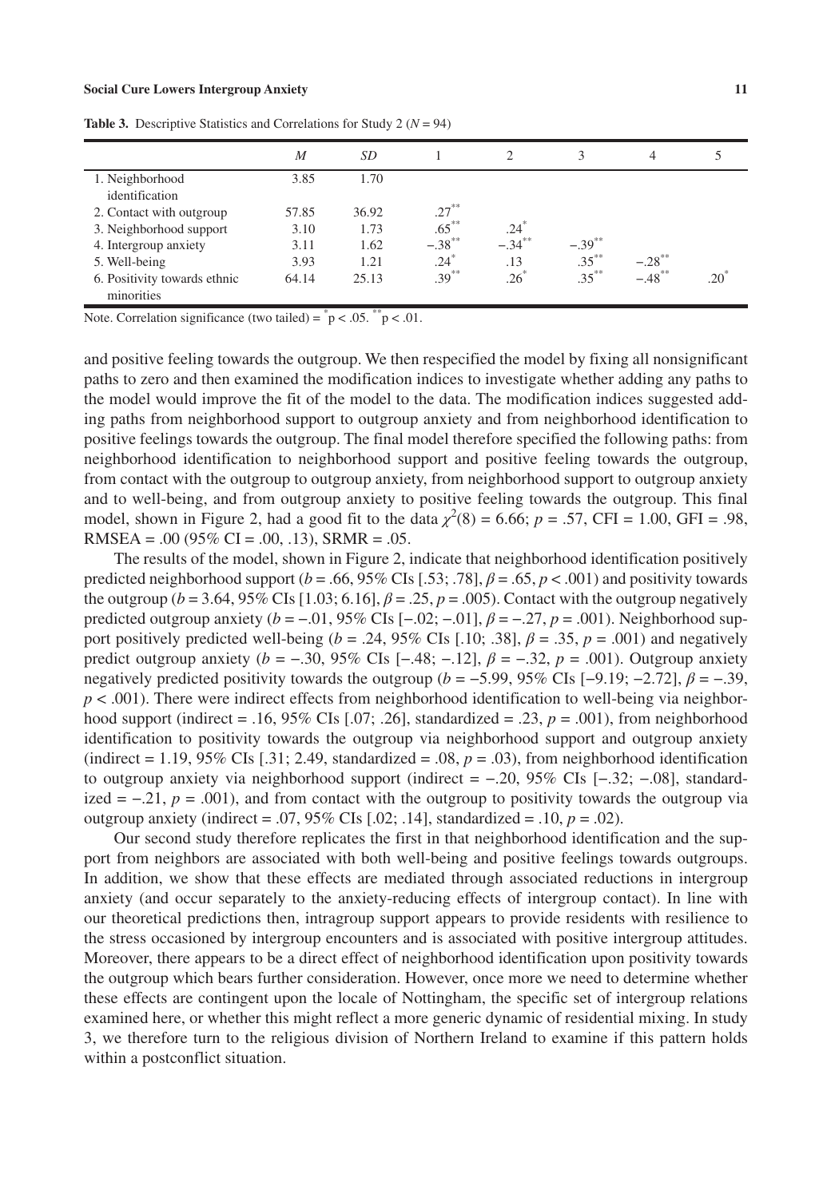**Table 3.** Descriptive Statistics and Correlations for Study 2 ($N = 94$)

| | $M$ | $SD$ | 1 | 2 | 3 | 4 | 5 |
|---|---|---|---|---|---|---|---|
| 1. Neighborhood identification | 3.85 | 1.70 | | | | | |
| 2. Contact with outgroup | 57.85 | 36.92 | .27** | | | | |
| 3. Neighborhood support | 3.10 | 1.73 | .65** | .24* | | | |
| 4. Intergroup anxiety | 3.11 | 1.62 | −.38** | −.34** | −.39** | | |
| 5. Well-being | 3.93 | 1.21 | .24* | .13 | .35** | −.28** | |
| 6. Positivity towards ethnic minorities | 64.14 | 25.13 | .39** | .26* | .35** | −.48** | .20* |

Note. Correlation significance (two tailed) = * $p < .05$. ** $p < .01$.

and positive feeling towards the outgroup. We then respecified the model by fixing all nonsignificant paths to zero and then examined the modification indices to investigate whether adding any paths to the model would improve the fit of the model to the data. The modification indices suggested adding paths from neighborhood support to outgroup anxiety and from neighborhood identification to positive feelings towards the outgroup. The final model therefore specified the following paths: from neighborhood identification to neighborhood support and positive feeling towards the outgroup, from contact with the outgroup to outgroup anxiety, from neighborhood support to outgroup anxiety and to well-being, and from outgroup anxiety to positive feeling towards the outgroup. This final model, shown in Figure 2, had a good fit to the data $\chi^2(8) = 6.66$; $p = .57$, CFI = 1.00, GFI = .98, RMSEA = .00 (95% CI = .00, .13), SRMR = .05.

The results of the model, shown in Figure 2, indicate that neighborhood identification positively predicted neighborhood support ($b = .66$, 95% CIs [.53; .78], $\beta = .65$, $p < .001$) and positivity towards the outgroup ($b = 3.64$, 95% CIs [1.03; 6.16], $\beta = .25$, $p = .005$). Contact with the outgroup negatively predicted outgroup anxiety ($b = -.01$, 95% CIs [−.02; −.01], $\beta = -.27$, $p = .001$). Neighborhood support positively predicted well-being ($b = .24$, 95% CIs [.10; .38], $\beta = .35$, $p = .001$) and negatively predict outgroup anxiety ($b = -.30$, 95% CIs [−.48; −.12], $\beta = -.32$, $p = .001$). Outgroup anxiety negatively predicted positivity towards the outgroup ($b = -5.99$, 95% CIs [−9.19; −2.72], $\beta = -.39$, $p < .001$). There were indirect effects from neighborhood identification to well-being via neighborhood support (indirect = .16, 95% CIs [.07; .26], standardized = .23, $p = .001$), from neighborhood identification to positivity towards the outgroup via neighborhood support and outgroup anxiety (indirect = 1.19, 95% CIs [.31; 2.49, standardized = .08, $p = .03$), from neighborhood identification to outgroup anxiety via neighborhood support (indirect = −.20, 95% CIs [−.32; −.08], standardized = −.21, $p = .001$), and from contact with the outgroup to positivity towards the outgroup via outgroup anxiety (indirect = .07, 95% CIs [.02; .14], standardized = .10, $p = .02$).

Our second study therefore replicates the first in that neighborhood identification and the support from neighbors are associated with both well-being and positive feelings towards outgroups. In addition, we show that these effects are mediated through associated reductions in intergroup anxiety (and occur separately to the anxiety-reducing effects of intergroup contact). In line with our theoretical predictions then, intragroup support appears to provide residents with resilience to the stress occasioned by intergroup encounters and is associated with positive intergroup attitudes. Moreover, there appears to be a direct effect of neighborhood identification upon positivity towards the outgroup which bears further consideration. However, once more we need to determine whether these effects are contingent upon the locale of Nottingham, the specific set of intergroup relations examined here, or whether this might reflect a more generic dynamic of residential mixing. In study 3, we therefore turn to the religious division of Northern Ireland to examine if this pattern holds within a postconflict situation.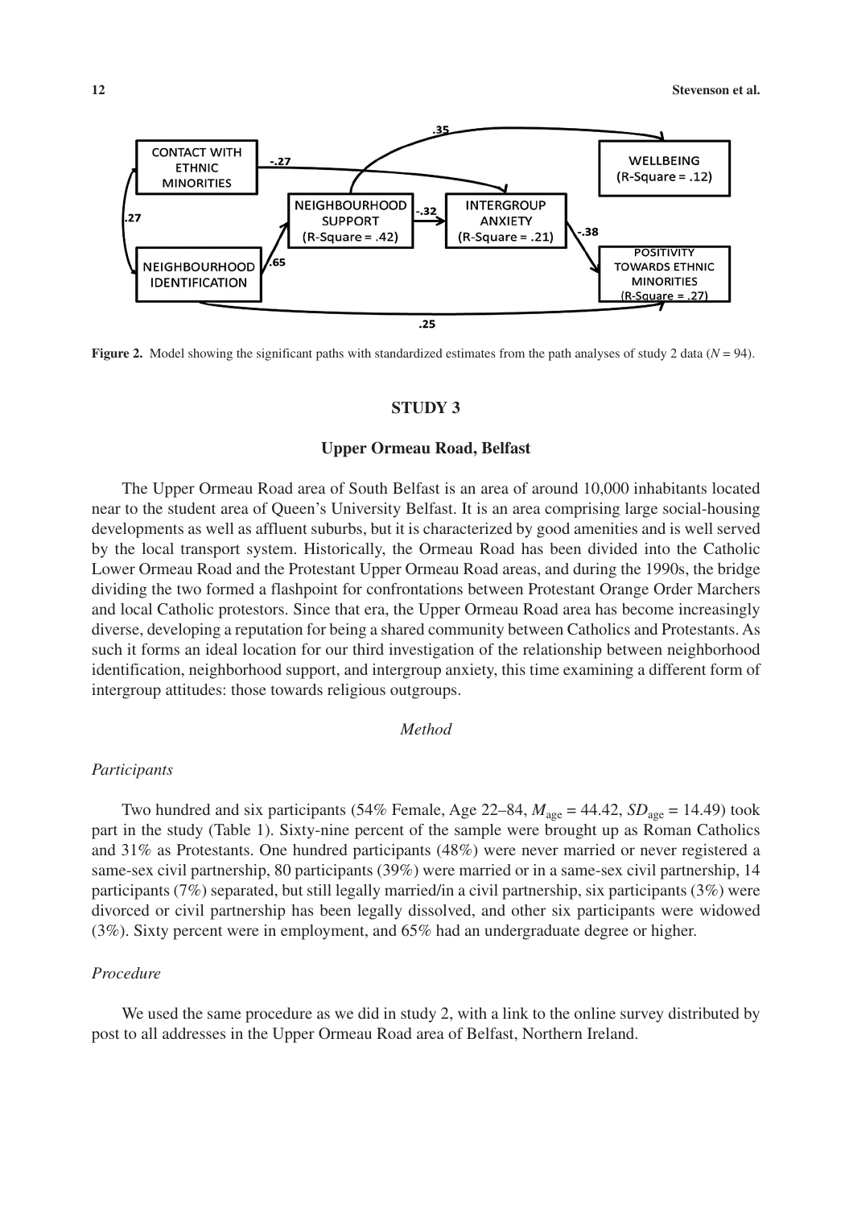**Figure 2.** Model showing the significant paths with standardized estimates from the path analyses of study 2 data ($N = 94$).

## STUDY 3

### Upper Ormeau Road, Belfast

The Upper Ormeau Road area of South Belfast is an area of around 10,000 inhabitants located near to the student area of Queen's University Belfast. It is an area comprising large social-housing developments as well as affluent suburbs, but it is characterized by good amenities and is well served by the local transport system. Historically, the Ormeau Road has been divided into the Catholic Lower Ormeau Road and the Protestant Upper Ormeau Road areas, and during the 1990s, the bridge dividing the two formed a flashpoint for confrontations between Protestant Orange Order Marchers and local Catholic protestors. Since that era, the Upper Ormeau Road area has become increasingly diverse, developing a reputation for being a shared community between Catholics and Protestants. As such it forms an ideal location for our third investigation of the relationship between neighborhood identification, neighborhood support, and intergroup anxiety, this time examining a different form of intergroup attitudes: those towards religious outgroups.

*Method*

#### *Participants*

Two hundred and six participants (54% Female, Age 22–84, $M_{age} = 44.42$, $SD_{age} = 14.49$) took part in the study (Table 1). Sixty-nine percent of the sample were brought up as Roman Catholics and 31% as Protestants. One hundred participants (48%) were never married or never registered a same-sex civil partnership, 80 participants (39%) were married or in a same-sex civil partnership, 14 participants (7%) separated, but still legally married/in a civil partnership, six participants (3%) were divorced or civil partnership has been legally dissolved, and other six participants were widowed (3%). Sixty percent were in employment, and 65% had an undergraduate degree or higher.

#### *Procedure*

We used the same procedure as we did in study 2, with a link to the online survey distributed by post to all addresses in the Upper Ormeau Road area of Belfast, Northern Ireland.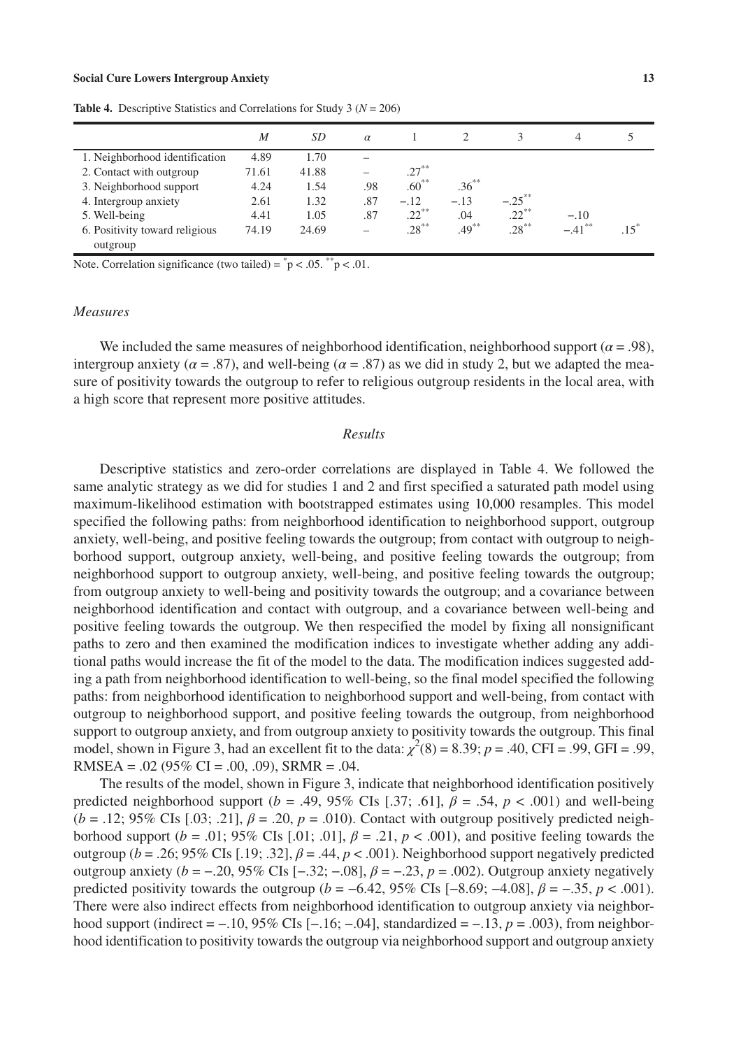**Table 4.** Descriptive Statistics and Correlations for Study 3 ($N = 206$)

| | $M$ | $SD$ | $\alpha$ | 1 | 2 | 3 | 4 | 5 |
|---|---|---|---|---|---|---|---|---|
| 1. Neighborhood identification | 4.89 | 1.70 | – | | | | | |
| 2. Contact with outgroup | 71.61 | 41.88 | – | .27** | | | | |
| 3. Neighborhood support | 4.24 | 1.54 | .98 | .60** | .36** | | | |
| 4. Intergroup anxiety | 2.61 | 1.32 | .87 | −.12 | −.13 | −.25** | | |
| 5. Well-being | 4.41 | 1.05 | .87 | .22** | .04 | .22** | −.10 | |
| 6. Positivity toward religious outgroup | 74.19 | 24.69 | – | .28** | .49** | .28** | −.41** | .15* |

Note. Correlation significance (two tailed) = *p < .05. **p < .01.

### *Measures*

We included the same measures of neighborhood identification, neighborhood support ($\alpha = .98$), intergroup anxiety ($\alpha = .87$), and well-being ($\alpha = .87$) as we did in study 2, but we adapted the measure of positivity towards the outgroup to refer to religious outgroup residents in the local area, with a high score that represent more positive attitudes.

### *Results*

Descriptive statistics and zero-order correlations are displayed in Table 4. We followed the same analytic strategy as we did for studies 1 and 2 and first specified a saturated path model using maximum-likelihood estimation with bootstrapped estimates using 10,000 resamples. This model specified the following paths: from neighborhood identification to neighborhood support, outgroup anxiety, well-being, and positive feeling towards the outgroup; from contact with outgroup to neighborhood support, outgroup anxiety, well-being, and positive feeling towards the outgroup; from neighborhood support to outgroup anxiety, well-being, and positive feeling towards the outgroup; from outgroup anxiety to well-being and positivity towards the outgroup; and a covariance between neighborhood identification and contact with outgroup, and a covariance between well-being and positive feeling towards the outgroup. We then respecified the model by fixing all nonsignificant paths to zero and then examined the modification indices to investigate whether adding any additional paths would increase the fit of the model to the data. The modification indices suggested adding a path from neighborhood identification to well-being, so the final model specified the following paths: from neighborhood identification to neighborhood support and well-being, from contact with outgroup to neighborhood support, and positive feeling towards the outgroup, from neighborhood support to outgroup anxiety, and from outgroup anxiety to positivity towards the outgroup. This final model, shown in Figure 3, had an excellent fit to the data: $\chi^2(8) = 8.39$; $p = .40$, CFI = .99, GFI = .99, RMSEA = .02 (95% CI = .00, .09), SRMR = .04.

The results of the model, shown in Figure 3, indicate that neighborhood identification positively predicted neighborhood support ($b = .49$, 95% CIs [.37; .61], $\beta = .54$, $p < .001$) and well-being ($b = .12$; 95% CIs [.03; .21], $\beta = .20$, $p = .010$). Contact with outgroup positively predicted neighborhood support ($b = .01$; 95% CIs [.01; .01], $\beta = .21$, $p < .001$), and positive feeling towards the outgroup ($b = .26$; 95% CIs [.19; .32], $\beta = .44$, $p < .001$). Neighborhood support negatively predicted outgroup anxiety ($b = -.20$, 95% CIs [$-.32$; $-.08$], $\beta = -.23$, $p = .002$). Outgroup anxiety negatively predicted positivity towards the outgroup ($b = -6.42$, 95% CIs [$-8.69$; $-4.08$], $\beta = -.35$, $p < .001$). There were also indirect effects from neighborhood identification to outgroup anxiety via neighborhood support (indirect = $-.10$, 95% CIs [$-.16$; $-.04$], standardized = $-.13$, $p = .003$), from neighborhood identification to positivity towards the outgroup via neighborhood support and outgroup anxiety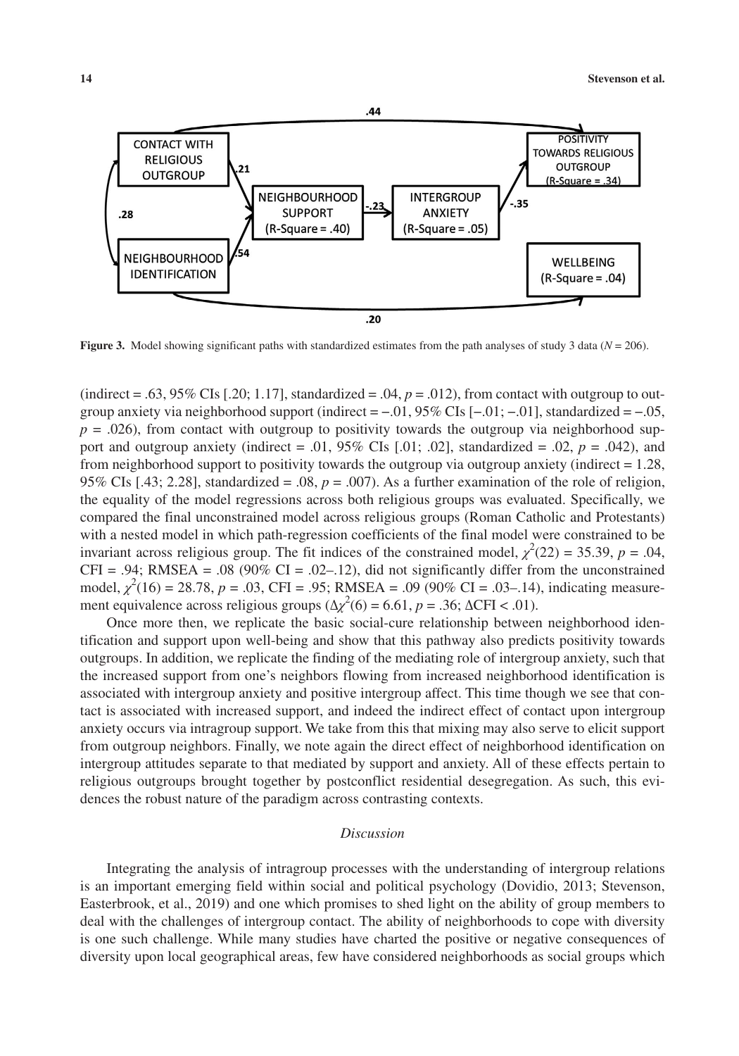**Figure 3.** Model showing significant paths with standardized estimates from the path analyses of study 3 data ($N = 206$).

(indirect = .63, 95% CIs [.20; 1.17], standardized = .04, $p = .012$), from contact with outgroup to outgroup anxiety via neighborhood support (indirect = −.01, 95% CIs [−.01; −.01], standardized = −.05, $p = .026$), from contact with outgroup to positivity towards the outgroup via neighborhood support and outgroup anxiety (indirect = .01, 95% CIs [.01; .02], standardized = .02, $p = .042$), and from neighborhood support to positivity towards the outgroup via outgroup anxiety (indirect = 1.28, 95% CIs [.43; 2.28], standardized = .08, $p = .007$). As a further examination of the role of religion, the equality of the model regressions across both religious groups was evaluated. Specifically, we compared the final unconstrained model across religious groups (Roman Catholic and Protestants) with a nested model in which path-regression coefficients of the final model were constrained to be invariant across religious group. The fit indices of the constrained model, $\chi^2(22) = 35.39$, $p = .04$, CFI = .94; RMSEA = .08 (90% CI = .02–.12), did not significantly differ from the unconstrained model, $\chi^2(16) = 28.78$, $p = .03$, CFI = .95; RMSEA = .09 (90% CI = .03–.14), indicating measurement equivalence across religious groups ($\Delta\chi^2(6) = 6.61$, $p = .36$; $\Delta$CFI < .01).

Once more then, we replicate the basic social-cure relationship between neighborhood identification and support upon well-being and show that this pathway also predicts positivity towards outgroups. In addition, we replicate the finding of the mediating role of intergroup anxiety, such that the increased support from one's neighbors flowing from increased neighborhood identification is associated with intergroup anxiety and positive intergroup affect. This time though we see that contact is associated with increased support, and indeed the indirect effect of contact upon intergroup anxiety occurs via intragroup support. We take from this that mixing may also serve to elicit support from outgroup neighbors. Finally, we note again the direct effect of neighborhood identification on intergroup attitudes separate to that mediated by support and anxiety. All of these effects pertain to religious outgroups brought together by postconflict residential desegregation. As such, this evidences the robust nature of the paradigm across contrasting contexts.

## *Discussion*

Integrating the analysis of intragroup processes with the understanding of intergroup relations is an important emerging field within social and political psychology (Dovidio, 2013; Stevenson, Easterbrook, et al., 2019) and one which promises to shed light on the ability of group members to deal with the challenges of intergroup contact. The ability of neighborhoods to cope with diversity is one such challenge. While many studies have charted the positive or negative consequences of diversity upon local geographical areas, few have considered neighborhoods as social groups which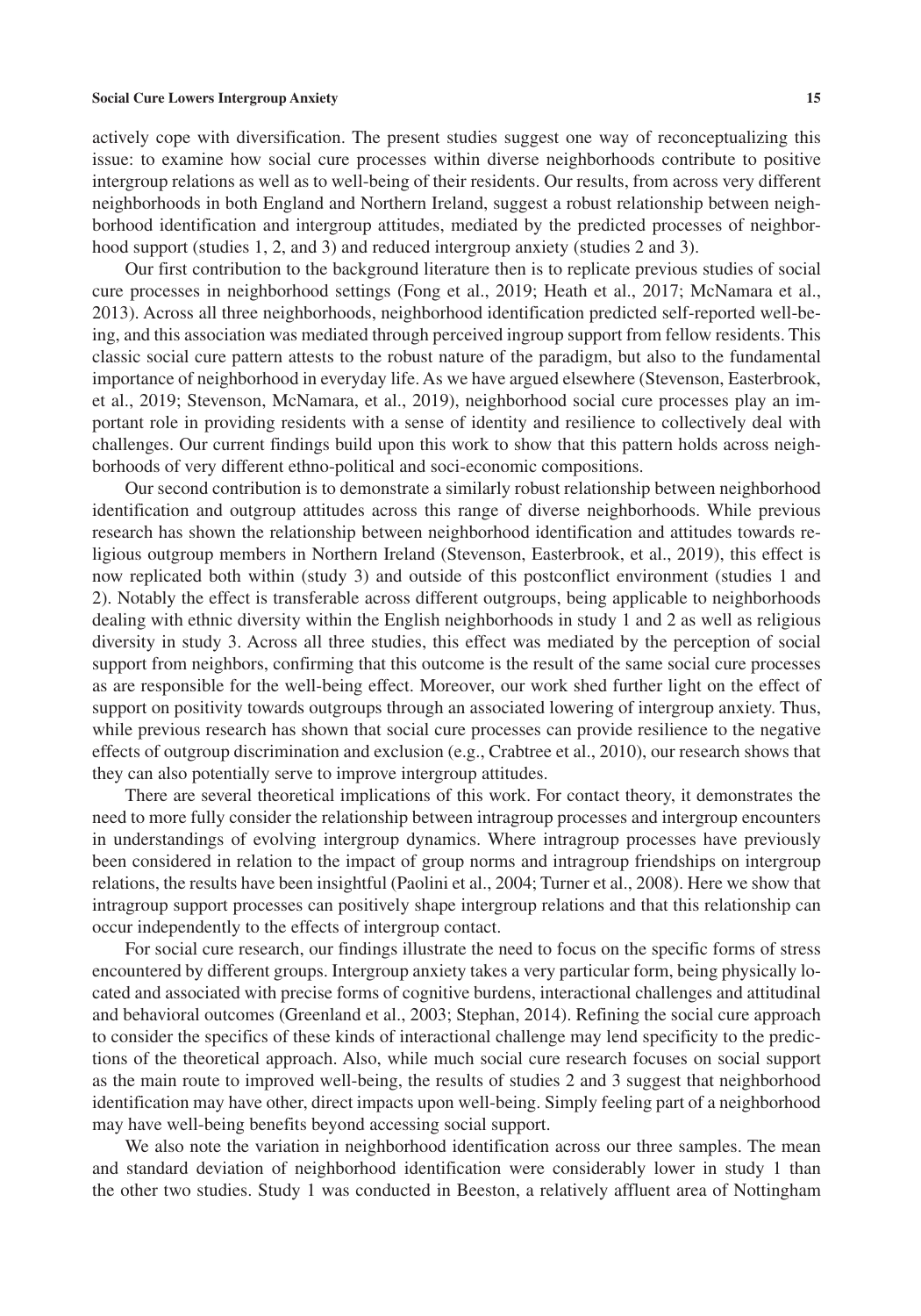actively cope with diversification. The present studies suggest one way of reconceptualizing this issue: to examine how social cure processes within diverse neighborhoods contribute to positive intergroup relations as well as to well-being of their residents. Our results, from across very different neighborhoods in both England and Northern Ireland, suggest a robust relationship between neighborhood identification and intergroup attitudes, mediated by the predicted processes of neighborhood support (studies 1, 2, and 3) and reduced intergroup anxiety (studies 2 and 3).

Our first contribution to the background literature then is to replicate previous studies of social cure processes in neighborhood settings (Fong et al., 2019; Heath et al., 2017; McNamara et al., 2013). Across all three neighborhoods, neighborhood identification predicted self-reported well-being, and this association was mediated through perceived ingroup support from fellow residents. This classic social cure pattern attests to the robust nature of the paradigm, but also to the fundamental importance of neighborhood in everyday life. As we have argued elsewhere (Stevenson, Easterbrook, et al., 2019; Stevenson, McNamara, et al., 2019), neighborhood social cure processes play an important role in providing residents with a sense of identity and resilience to collectively deal with challenges. Our current findings build upon this work to show that this pattern holds across neighborhoods of very different ethno-political and soci-economic compositions.

Our second contribution is to demonstrate a similarly robust relationship between neighborhood identification and outgroup attitudes across this range of diverse neighborhoods. While previous research has shown the relationship between neighborhood identification and attitudes towards religious outgroup members in Northern Ireland (Stevenson, Easterbrook, et al., 2019), this effect is now replicated both within (study 3) and outside of this postconflict environment (studies 1 and 2). Notably the effect is transferable across different outgroups, being applicable to neighborhoods dealing with ethnic diversity within the English neighborhoods in study 1 and 2 as well as religious diversity in study 3. Across all three studies, this effect was mediated by the perception of social support from neighbors, confirming that this outcome is the result of the same social cure processes as are responsible for the well-being effect. Moreover, our work shed further light on the effect of support on positivity towards outgroups through an associated lowering of intergroup anxiety. Thus, while previous research has shown that social cure processes can provide resilience to the negative effects of outgroup discrimination and exclusion (e.g., Crabtree et al., 2010), our research shows that they can also potentially serve to improve intergroup attitudes.

There are several theoretical implications of this work. For contact theory, it demonstrates the need to more fully consider the relationship between intragroup processes and intergroup encounters in understandings of evolving intergroup dynamics. Where intragroup processes have previously been considered in relation to the impact of group norms and intragroup friendships on intergroup relations, the results have been insightful (Paolini et al., 2004; Turner et al., 2008). Here we show that intragroup support processes can positively shape intergroup relations and that this relationship can occur independently to the effects of intergroup contact.

For social cure research, our findings illustrate the need to focus on the specific forms of stress encountered by different groups. Intergroup anxiety takes a very particular form, being physically located and associated with precise forms of cognitive burdens, interactional challenges and attitudinal and behavioral outcomes (Greenland et al., 2003; Stephan, 2014). Refining the social cure approach to consider the specifics of these kinds of interactional challenge may lend specificity to the predictions of the theoretical approach. Also, while much social cure research focuses on social support as the main route to improved well-being, the results of studies 2 and 3 suggest that neighborhood identification may have other, direct impacts upon well-being. Simply feeling part of a neighborhood may have well-being benefits beyond accessing social support.

We also note the variation in neighborhood identification across our three samples. The mean and standard deviation of neighborhood identification were considerably lower in study 1 than the other two studies. Study 1 was conducted in Beeston, a relatively affluent area of Nottingham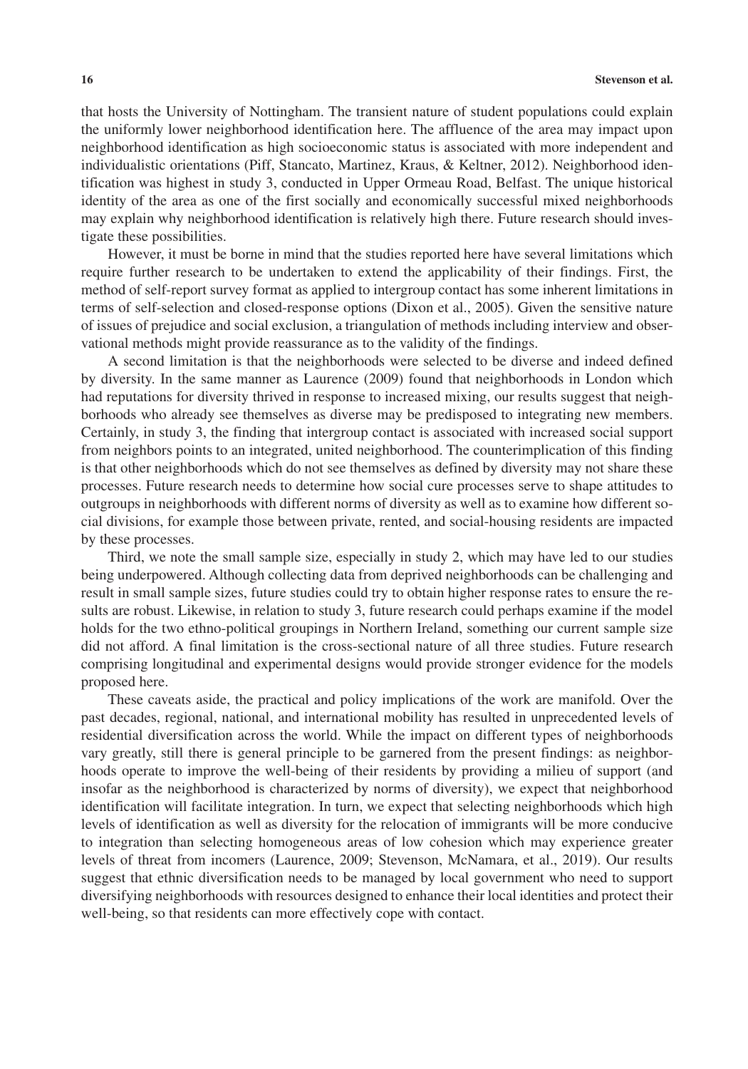that hosts the University of Nottingham. The transient nature of student populations could explain the uniformly lower neighborhood identification here. The affluence of the area may impact upon neighborhood identification as high socioeconomic status is associated with more independent and individualistic orientations (Piff, Stancato, Martinez, Kraus, & Keltner, 2012). Neighborhood identification was highest in study 3, conducted in Upper Ormeau Road, Belfast. The unique historical identity of the area as one of the first socially and economically successful mixed neighborhoods may explain why neighborhood identification is relatively high there. Future research should investigate these possibilities.

However, it must be borne in mind that the studies reported here have several limitations which require further research to be undertaken to extend the applicability of their findings. First, the method of self-report survey format as applied to intergroup contact has some inherent limitations in terms of self-selection and closed-response options (Dixon et al., 2005). Given the sensitive nature of issues of prejudice and social exclusion, a triangulation of methods including interview and observational methods might provide reassurance as to the validity of the findings.

A second limitation is that the neighborhoods were selected to be diverse and indeed defined by diversity. In the same manner as Laurence (2009) found that neighborhoods in London which had reputations for diversity thrived in response to increased mixing, our results suggest that neighborhoods who already see themselves as diverse may be predisposed to integrating new members. Certainly, in study 3, the finding that intergroup contact is associated with increased social support from neighbors points to an integrated, united neighborhood. The counterimplication of this finding is that other neighborhoods which do not see themselves as defined by diversity may not share these processes. Future research needs to determine how social cure processes serve to shape attitudes to outgroups in neighborhoods with different norms of diversity as well as to examine how different social divisions, for example those between private, rented, and social-housing residents are impacted by these processes.

Third, we note the small sample size, especially in study 2, which may have led to our studies being underpowered. Although collecting data from deprived neighborhoods can be challenging and result in small sample sizes, future studies could try to obtain higher response rates to ensure the results are robust. Likewise, in relation to study 3, future research could perhaps examine if the model holds for the two ethno-political groupings in Northern Ireland, something our current sample size did not afford. A final limitation is the cross-sectional nature of all three studies. Future research comprising longitudinal and experimental designs would provide stronger evidence for the models proposed here.

These caveats aside, the practical and policy implications of the work are manifold. Over the past decades, regional, national, and international mobility has resulted in unprecedented levels of residential diversification across the world. While the impact on different types of neighborhoods vary greatly, still there is general principle to be garnered from the present findings: as neighborhoods operate to improve the well-being of their residents by providing a milieu of support (and insofar as the neighborhood is characterized by norms of diversity), we expect that neighborhood identification will facilitate integration. In turn, we expect that selecting neighborhoods which high levels of identification as well as diversity for the relocation of immigrants will be more conducive to integration than selecting homogeneous areas of low cohesion which may experience greater levels of threat from incomers (Laurence, 2009; Stevenson, McNamara, et al., 2019). Our results suggest that ethnic diversification needs to be managed by local government who need to support diversifying neighborhoods with resources designed to enhance their local identities and protect their well-being, so that residents can more effectively cope with contact.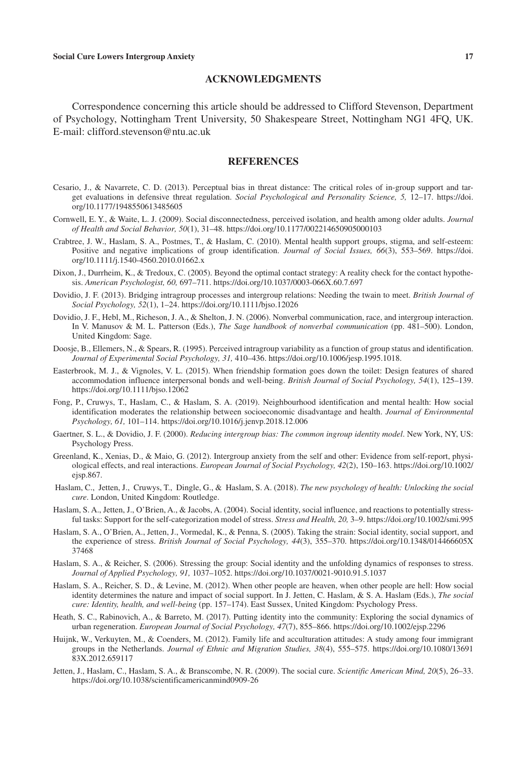## ACKNOWLEDGMENTS

Correspondence concerning this article should be addressed to Clifford Stevenson, Department of Psychology, Nottingham Trent University, 50 Shakespeare Street, Nottingham NG1 4FQ, UK. E-mail: clifford.stevenson@ntu.ac.uk

## REFERENCES

Cesario, J., & Navarrete, C. D. (2013). Perceptual bias in threat distance: The critical roles of in-group support and target evaluations in defensive threat regulation. *Social Psychological and Personality Science, 5,* 12–17. https://doi.org/10.1177/1948550613485605

Cornwell, E. Y., & Waite, L. J. (2009). Social disconnectedness, perceived isolation, and health among older adults. *Journal of Health and Social Behavior, 50*(1), 31–48. https://doi.org/10.1177/002214650905000103

Crabtree, J. W., Haslam, S. A., Postmes, T., & Haslam, C. (2010). Mental health support groups, stigma, and self-esteem: Positive and negative implications of group identification. *Journal of Social Issues, 66*(3), 553–569. https://doi.org/10.1111/j.1540-4560.2010.01662.x

Dixon, J., Durrheim, K., & Tredoux, C. (2005). Beyond the optimal contact strategy: A reality check for the contact hypothesis. *American Psychologist, 60,* 697–711. https://doi.org/10.1037/0003-066X.60.7.697

Dovidio, J. F. (2013). Bridging intragroup processes and intergroup relations: Needing the twain to meet. *British Journal of Social Psychology, 52*(1), 1–24. https://doi.org/10.1111/bjso.12026

Dovidio, J. F., Hebl, M., Richeson, J. A., & Shelton, J. N. (2006). Nonverbal communication, race, and intergroup interaction. In V. Manusov & M. L. Patterson (Eds.), *The Sage handbook of nonverbal communication* (pp. 481–500). London, United Kingdom: Sage.

Doosje, B., Ellemers, N., & Spears, R. (1995). Perceived intragroup variability as a function of group status and identification. *Journal of Experimental Social Psychology, 31,* 410–436. https://doi.org/10.1006/jesp.1995.1018.

Easterbrook, M. J., & Vignoles, V. L. (2015). When friendship formation goes down the toilet: Design features of shared accommodation influence interpersonal bonds and well-being. *British Journal of Social Psychology, 54*(1), 125–139. https://doi.org/10.1111/bjso.12062

Fong, P., Cruwys, T., Haslam, C., & Haslam, S. A. (2019). Neighbourhood identification and mental health: How social identification moderates the relationship between socioeconomic disadvantage and health. *Journal of Environmental Psychology, 61,* 101–114. https://doi.org/10.1016/j.jenvp.2018.12.006

Gaertner, S. L., & Dovidio, J. F. (2000). *Reducing intergroup bias: The common ingroup identity model*. New York, NY, US: Psychology Press.

Greenland, K., Xenias, D., & Maio, G. (2012). Intergroup anxiety from the self and other: Evidence from self-report, physiological effects, and real interactions. *European Journal of Social Psychology, 42*(2), 150–163. https://doi.org/10.1002/ejsp.867.

Haslam, C., Jetten, J., Cruwys, T., Dingle, G., & Haslam, S. A. (2018). *The new psychology of health: Unlocking the social cure*. London, United Kingdom: Routledge.

Haslam, S. A., Jetten, J., O'Brien, A., & Jacobs, A. (2004). Social identity, social influence, and reactions to potentially stressful tasks: Support for the self-categorization model of stress. *Stress and Health, 20,* 3–9. https://doi.org/10.1002/smi.995

Haslam, S. A., O'Brien, A., Jetten, J., Vormedal, K., & Penna, S. (2005). Taking the strain: Social identity, social support, and the experience of stress. *British Journal of Social Psychology, 44*(3), 355–370. https://doi.org/10.1348/014466605X37468

Haslam, S. A., & Reicher, S. (2006). Stressing the group: Social identity and the unfolding dynamics of responses to stress. *Journal of Applied Psychology, 91,* 1037–1052. https://doi.org/10.1037/0021-9010.91.5.1037

Haslam, S. A., Reicher, S. D., & Levine, M. (2012). When other people are heaven, when other people are hell: How social identity determines the nature and impact of social support. In J. Jetten, C. Haslam, & S. A. Haslam (Eds.), *The social cure: Identity, health, and well-being* (pp. 157–174). East Sussex, United Kingdom: Psychology Press.

Heath, S. C., Rabinovich, A., & Barreto, M. (2017). Putting identity into the community: Exploring the social dynamics of urban regeneration. *European Journal of Social Psychology, 47*(7), 855–866. https://doi.org/10.1002/ejsp.2296

Huijnk, W., Verkuyten, M., & Coenders, M. (2012). Family life and acculturation attitudes: A study among four immigrant groups in the Netherlands. *Journal of Ethnic and Migration Studies, 38*(4), 555–575. https://doi.org/10.1080/1369183X.2012.659117

Jetten, J., Haslam, C., Haslam, S. A., & Branscombe, N. R. (2009). The social cure. *Scientific American Mind, 20*(5), 26–33. https://doi.org/10.1038/scientificamericanmind0909-26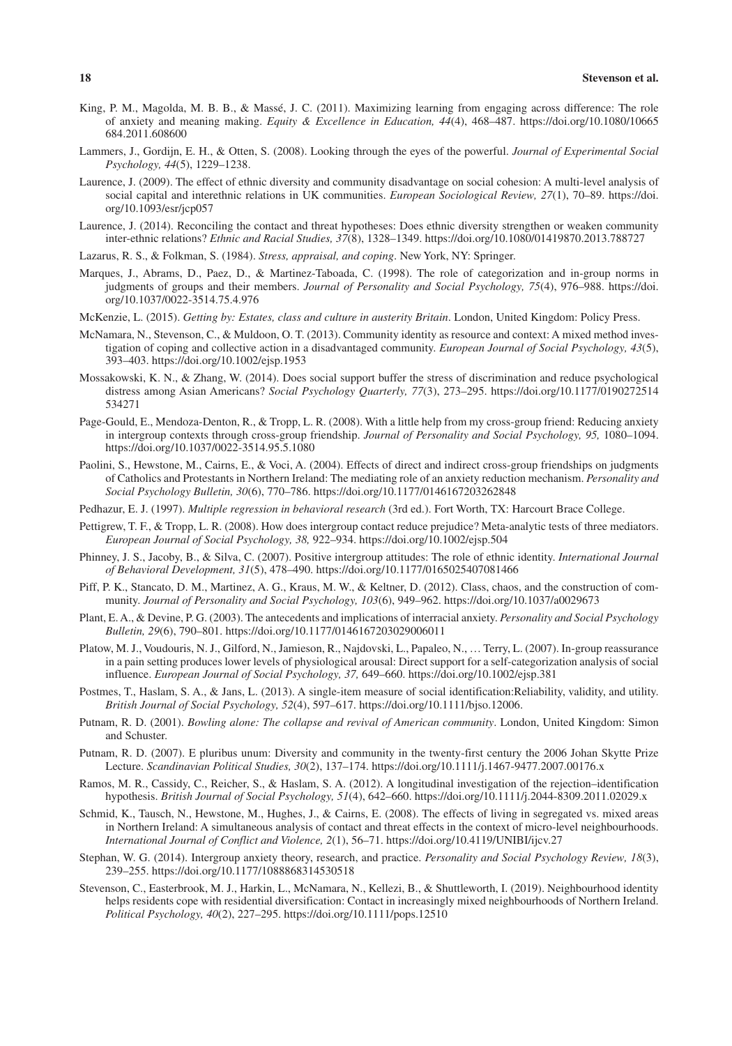King, P. M., Magolda, M. B. B., & Massé, J. C. (2011). Maximizing learning from engaging across difference: The role of anxiety and meaning making. *Equity & Excellence in Education, 44*(4), 468–487. https://doi.org/10.1080/10665684.2011.608600

Lammers, J., Gordijn, E. H., & Otten, S. (2008). Looking through the eyes of the powerful. *Journal of Experimental Social Psychology, 44*(5), 1229–1238.

Laurence, J. (2009). The effect of ethnic diversity and community disadvantage on social cohesion: A multi-level analysis of social capital and interethnic relations in UK communities. *European Sociological Review, 27*(1), 70–89. https://doi.org/10.1093/esr/jcp057

Laurence, J. (2014). Reconciling the contact and threat hypotheses: Does ethnic diversity strengthen or weaken community inter-ethnic relations? *Ethnic and Racial Studies, 37*(8), 1328–1349. https://doi.org/10.1080/01419870.2013.788727

Lazarus, R. S., & Folkman, S. (1984). *Stress, appraisal, and coping*. New York, NY: Springer.

Marques, J., Abrams, D., Paez, D., & Martinez-Taboada, C. (1998). The role of categorization and in-group norms in judgments of groups and their members. *Journal of Personality and Social Psychology, 75*(4), 976–988. https://doi.org/10.1037/0022-3514.75.4.976

McKenzie, L. (2015). *Getting by: Estates, class and culture in austerity Britain*. London, United Kingdom: Policy Press.

McNamara, N., Stevenson, C., & Muldoon, O. T. (2013). Community identity as resource and context: A mixed method investigation of coping and collective action in a disadvantaged community. *European Journal of Social Psychology, 43*(5), 393–403. https://doi.org/10.1002/ejsp.1953

Mossakowski, K. N., & Zhang, W. (2014). Does social support buffer the stress of discrimination and reduce psychological distress among Asian Americans? *Social Psychology Quarterly, 77*(3), 273–295. https://doi.org/10.1177/0190272514534271

Page-Gould, E., Mendoza-Denton, R., & Tropp, L. R. (2008). With a little help from my cross-group friend: Reducing anxiety in intergroup contexts through cross-group friendship. *Journal of Personality and Social Psychology, 95,* 1080–1094. https://doi.org/10.1037/0022-3514.95.5.1080

Paolini, S., Hewstone, M., Cairns, E., & Voci, A. (2004). Effects of direct and indirect cross-group friendships on judgments of Catholics and Protestants in Northern Ireland: The mediating role of an anxiety reduction mechanism. *Personality and Social Psychology Bulletin, 30*(6), 770–786. https://doi.org/10.1177/0146167203262848

Pedhazur, E. J. (1997). *Multiple regression in behavioral research* (3rd ed.). Fort Worth, TX: Harcourt Brace College.

Pettigrew, T. F., & Tropp, L. R. (2008). How does intergroup contact reduce prejudice? Meta-analytic tests of three mediators. *European Journal of Social Psychology, 38,* 922–934. https://doi.org/10.1002/ejsp.504

Phinney, J. S., Jacoby, B., & Silva, C. (2007). Positive intergroup attitudes: The role of ethnic identity. *International Journal of Behavioral Development, 31*(5), 478–490. https://doi.org/10.1177/0165025407081466

Piff, P. K., Stancato, D. M., Martinez, A. G., Kraus, M. W., & Keltner, D. (2012). Class, chaos, and the construction of community. *Journal of Personality and Social Psychology, 103*(6), 949–962. https://doi.org/10.1037/a0029673

Plant, E. A., & Devine, P. G. (2003). The antecedents and implications of interracial anxiety. *Personality and Social Psychology Bulletin, 29*(6), 790–801. https://doi.org/10.1177/0146167203029006011

Platow, M. J., Voudouris, N. J., Gilford, N., Jamieson, R., Najdovski, L., Papaleo, N., … Terry, L. (2007). In-group reassurance in a pain setting produces lower levels of physiological arousal: Direct support for a self-categorization analysis of social influence. *European Journal of Social Psychology, 37,* 649–660. https://doi.org/10.1002/ejsp.381

Postmes, T., Haslam, S. A., & Jans, L. (2013). A single-item measure of social identification:Reliability, validity, and utility. *British Journal of Social Psychology, 52*(4), 597–617. https://doi.org/10.1111/bjso.12006.

Putnam, R. D. (2001). *Bowling alone: The collapse and revival of American community*. London, United Kingdom: Simon and Schuster.

Putnam, R. D. (2007). E pluribus unum: Diversity and community in the twenty-first century the 2006 Johan Skytte Prize Lecture. *Scandinavian Political Studies, 30*(2), 137–174. https://doi.org/10.1111/j.1467-9477.2007.00176.x

Ramos, M. R., Cassidy, C., Reicher, S., & Haslam, S. A. (2012). A longitudinal investigation of the rejection–identification hypothesis. *British Journal of Social Psychology, 51*(4), 642–660. https://doi.org/10.1111/j.2044-8309.2011.02029.x

Schmid, K., Tausch, N., Hewstone, M., Hughes, J., & Cairns, E. (2008). The effects of living in segregated vs. mixed areas in Northern Ireland: A simultaneous analysis of contact and threat effects in the context of micro-level neighbourhoods. *International Journal of Conflict and Violence, 2*(1), 56–71. https://doi.org/10.4119/UNIBI/ijcv.27

Stephan, W. G. (2014). Intergroup anxiety theory, research, and practice. *Personality and Social Psychology Review, 18*(3), 239–255. https://doi.org/10.1177/1088868314530518

Stevenson, C., Easterbrook, M. J., Harkin, L., McNamara, N., Kellezi, B., & Shuttleworth, I. (2019). Neighbourhood identity helps residents cope with residential diversification: Contact in increasingly mixed neighbourhoods of Northern Ireland. *Political Psychology, 40*(2), 227–295. https://doi.org/10.1111/pops.12510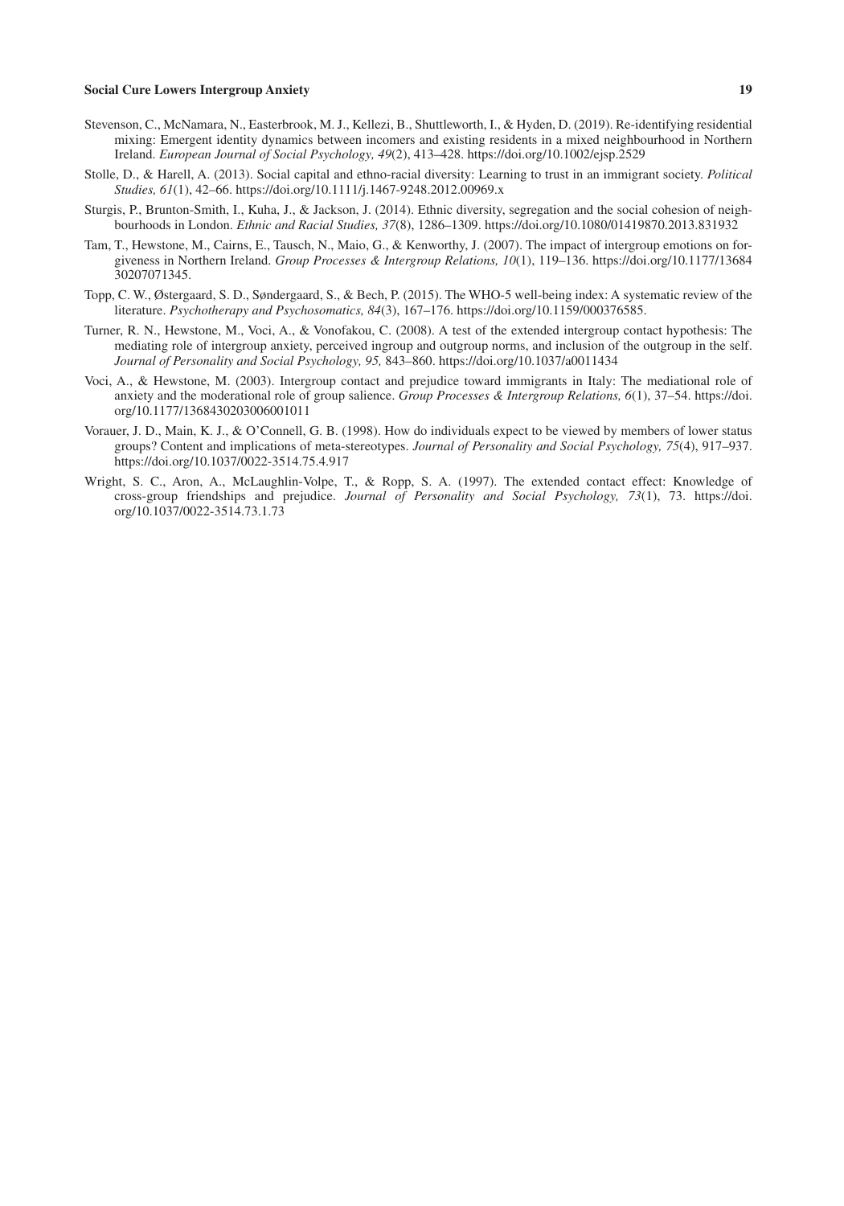Stevenson, C., McNamara, N., Easterbrook, M. J., Kellezi, B., Shuttleworth, I., & Hyden, D. (2019). Re-identifying residential mixing: Emergent identity dynamics between incomers and existing residents in a mixed neighbourhood in Northern Ireland. *European Journal of Social Psychology, 49*(2), 413–428. https://doi.org/10.1002/ejsp.2529

Stolle, D., & Harell, A. (2013). Social capital and ethno-racial diversity: Learning to trust in an immigrant society. *Political Studies, 61*(1), 42–66. https://doi.org/10.1111/j.1467-9248.2012.00969.x

Sturgis, P., Brunton-Smith, I., Kuha, J., & Jackson, J. (2014). Ethnic diversity, segregation and the social cohesion of neighbourhoods in London. *Ethnic and Racial Studies, 37*(8), 1286–1309. https://doi.org/10.1080/01419870.2013.831932

Tam, T., Hewstone, M., Cairns, E., Tausch, N., Maio, G., & Kenworthy, J. (2007). The impact of intergroup emotions on forgiveness in Northern Ireland. *Group Processes & Intergroup Relations, 10*(1), 119–136. https://doi.org/10.1177/1368430207071345.

Topp, C. W., Østergaard, S. D., Søndergaard, S., & Bech, P. (2015). The WHO-5 well-being index: A systematic review of the literature. *Psychotherapy and Psychosomatics, 84*(3), 167–176. https://doi.org/10.1159/000376585.

Turner, R. N., Hewstone, M., Voci, A., & Vonofakou, C. (2008). A test of the extended intergroup contact hypothesis: The mediating role of intergroup anxiety, perceived ingroup and outgroup norms, and inclusion of the outgroup in the self. *Journal of Personality and Social Psychology, 95,* 843–860. https://doi.org/10.1037/a0011434

Voci, A., & Hewstone, M. (2003). Intergroup contact and prejudice toward immigrants in Italy: The mediational role of anxiety and the moderational role of group salience. *Group Processes & Intergroup Relations, 6*(1), 37–54. https://doi.org/10.1177/1368430203006001011

Vorauer, J. D., Main, K. J., & O'Connell, G. B. (1998). How do individuals expect to be viewed by members of lower status groups? Content and implications of meta-stereotypes. *Journal of Personality and Social Psychology, 75*(4), 917–937. https://doi.org/10.1037/0022-3514.75.4.917

Wright, S. C., Aron, A., McLaughlin-Volpe, T., & Ropp, S. A. (1997). The extended contact effect: Knowledge of cross-group friendships and prejudice. *Journal of Personality and Social Psychology, 73*(1), 73. https://doi.org/10.1037/0022-3514.73.1.73